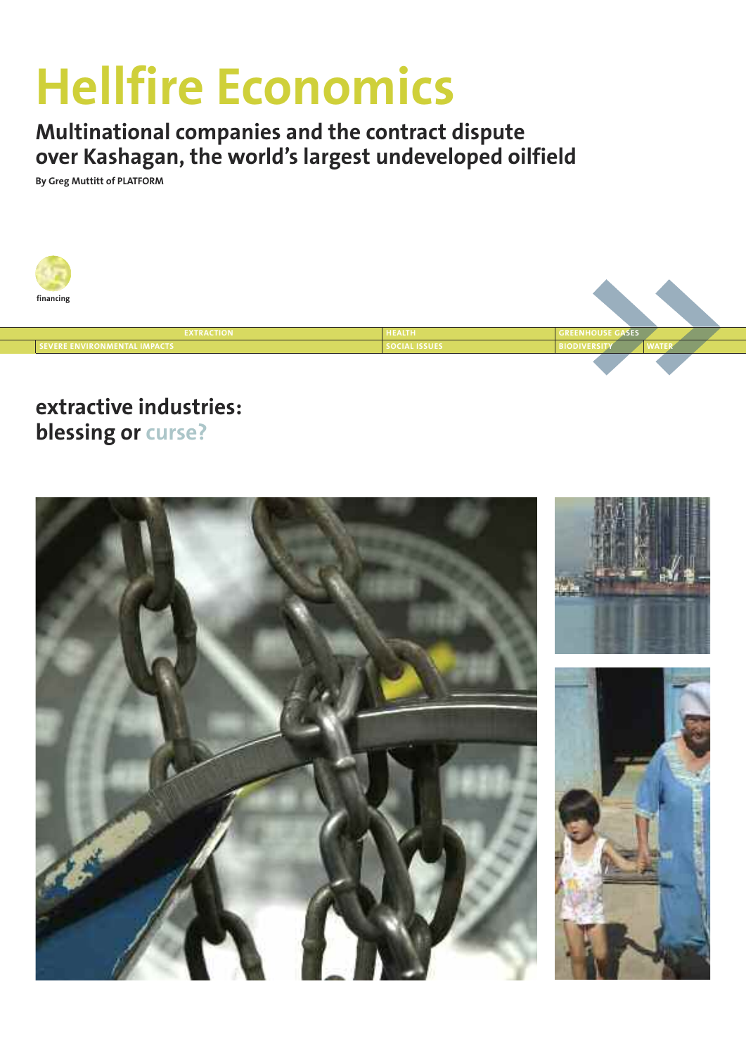# Hellfire Economics

## Multinational companies and the contract dispute over Kashagan, the world's largest undeveloped oilfield

**By Greg Muttitt of PLATFORM**

financing

EXTRACTION | HEALTH | GREENHOUSE GASES

SEVERE ENVIRONMENTAL IMPACTS | SOCIAL ISSUES | BIODIVERSITY | WATER

## extractive industries: blessing or curse?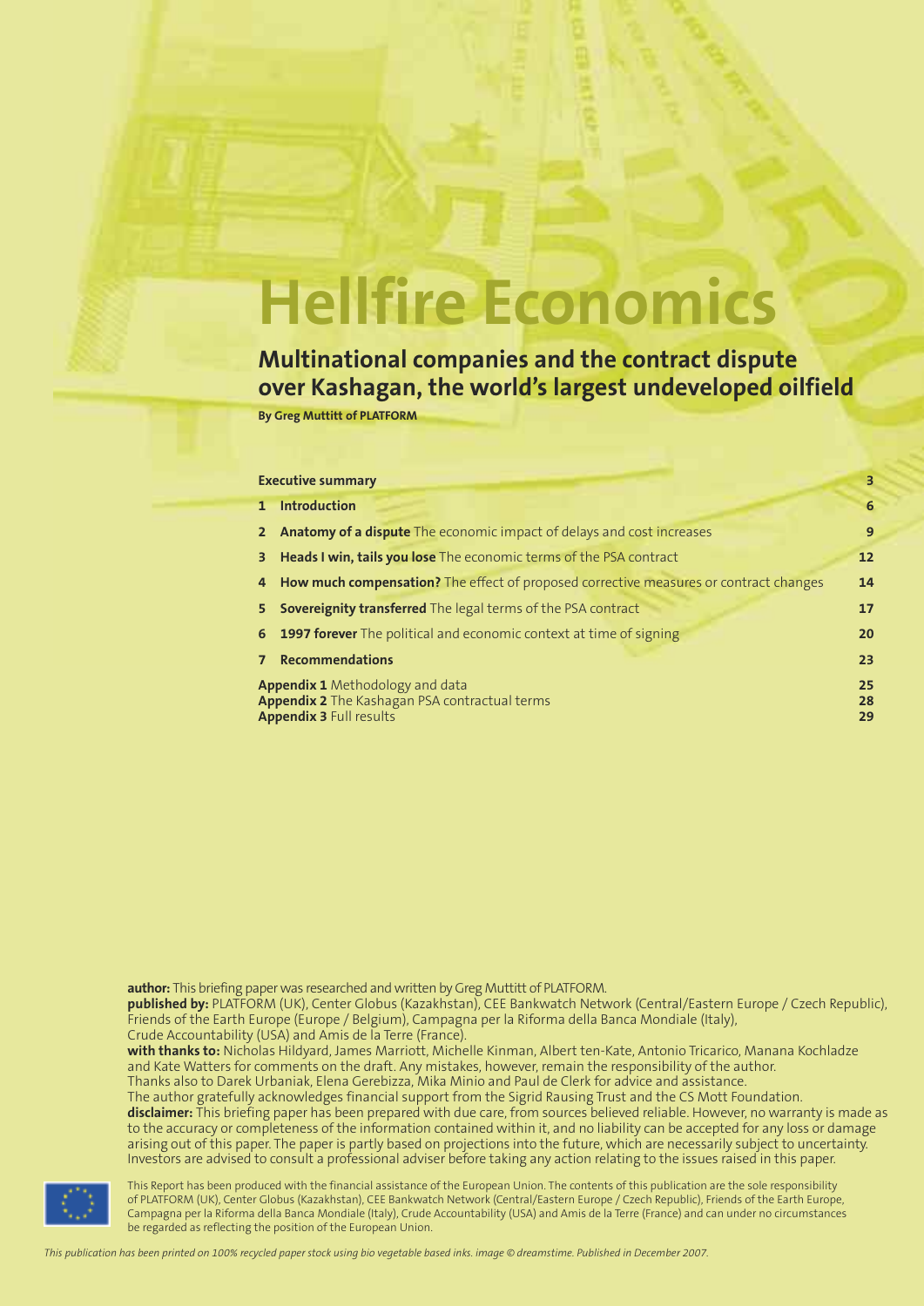# Hellfire Economics

## Multinational companies and the contract dispute over Kashagan, the world's largest undeveloped oilfield

**By Greg Muttitt of PLATFORM**

| | | |
|---|---|---|
| **Executive summary** | | 3 |
| 1 | **Introduction** | 6 |
| 2 | **Anatomy of a dispute** The economic impact of delays and cost increases | 9 |
| 3 | **Heads I win, tails you lose** The economic terms of the PSA contract | 12 |
| 4 | **How much compensation?** The effect of proposed corrective measures or contract changes | 14 |
| 5 | **Sovereignty transferred** The legal terms of the PSA contract | 17 |
| 6 | **1997 forever** The political and economic context at time of signing | 20 |
| 7 | **Recommendations** | 23 |
| **Appendix 1** Methodology and data | | 25 |
| **Appendix 2** The Kashagan PSA contractual terms | | 28 |
| **Appendix 3** Full results | | 29 |

**author:** This briefing paper was researched and written by Greg Muttitt of PLATFORM.
**published by:** PLATFORM (UK), Center Globus (Kazakhstan), CEE Bankwatch Network (Central/Eastern Europe / Czech Republic), Friends of the Earth Europe (Europe / Belgium), Campagna per la Riforma della Banca Mondiale (Italy), Crude Accountability (USA) and Amis de la Terre (France).
**with thanks to:** Nicholas Hildyard, James Marriott, Michelle Kinman, Albert ten-Kate, Antonio Tricarico, Manana Kochladze and Kate Watters for comments on the draft. Any mistakes, however, remain the responsibility of the author.
Thanks also to Darek Urbaniak, Elena Gerebizza, Mika Minio and Paul de Clerk for advice and assistance.
The author gratefully acknowledges financial support from the Sigrid Rausing Trust and the CS Mott Foundation.
**disclaimer:** This briefing paper has been prepared with due care, from sources believed reliable. However, no warranty is made as to the accuracy or completeness of the information contained within it, and no liability can be accepted for any loss or damage arising out of this paper. The paper is partly based on projections into the future, which are necessarily subject to uncertainty. Investors are advised to consult a professional adviser before taking any action relating to the issues raised in this paper.

This Report has been produced with the financial assistance of the European Union. The contents of this publication are the sole responsibility of PLATFORM (UK), Center Globus (Kazakhstan), CEE Bankwatch Network (Central/Eastern Europe / Czech Republic), Friends of the Earth Europe, Campagna per la Riforma della Banca Mondiale (Italy), Crude Accountability (USA) and Amis de la Terre (France) and can under no circumstances be regarded as reflecting the position of the European Union.

*This publication has been printed on 100% recycled paper stock using bio vegetable based inks. image © dreamstime. Published in December 2007.*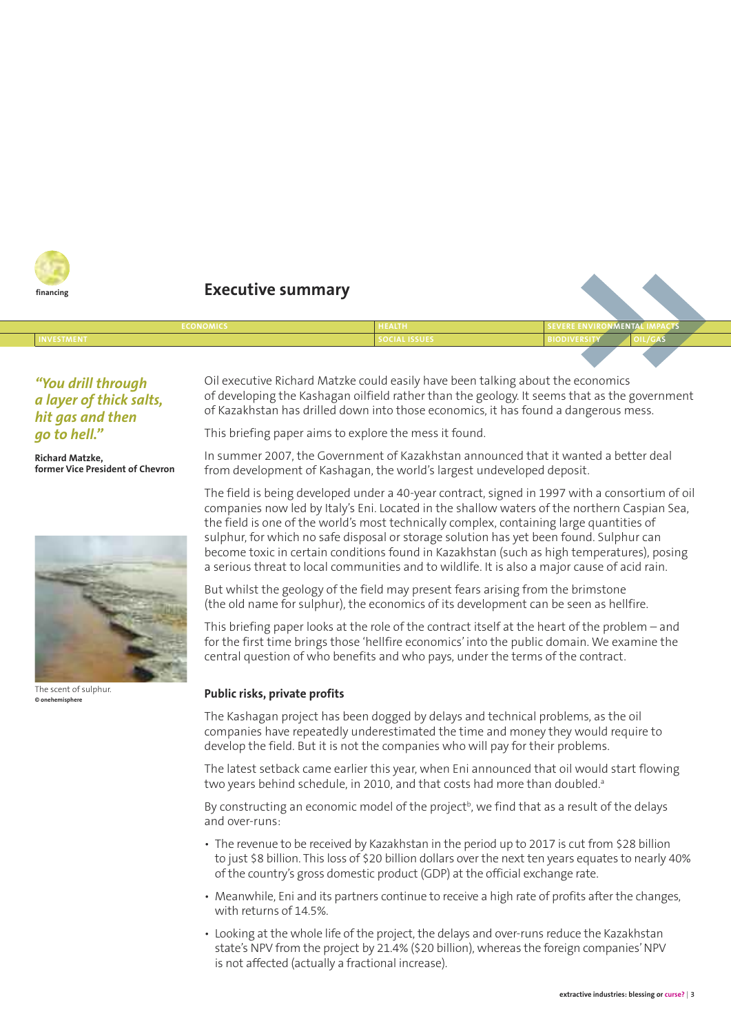financing

## Executive summary

ECONOMICS | HEALTH | SEVERE ENVIRONMENTAL IMPACTS
INVESTMENT | SOCIAL ISSUES | BIODIVERSITY | OIL/GAS

*"You drill through a layer of thick salts, hit gas and then go to hell."*

**Richard Matzke, former Vice President of Chevron**

The scent of sulphur.
**© onehemisphere**

Oil executive Richard Matzke could easily have been talking about the economics of developing the Kashagan oilfield rather than the geology. It seems that as the government of Kazakhstan has drilled down into those economics, it has found a dangerous mess.

This briefing paper aims to explore the mess it found.

In summer 2007, the Government of Kazakhstan announced that it wanted a better deal from development of Kashagan, the world's largest undeveloped deposit.

The field is being developed under a 40-year contract, signed in 1997 with a consortium of oil companies now led by Italy's Eni. Located in the shallow waters of the northern Caspian Sea, the field is one of the world's most technically complex, containing large quantities of sulphur, for which no safe disposal or storage solution has yet been found. Sulphur can become toxic in certain conditions found in Kazakhstan (such as high temperatures), posing a serious threat to local communities and to wildlife. It is also a major cause of acid rain.

But whilst the geology of the field may present fears arising from the brimstone (the old name for sulphur), the economics of its development can be seen as hellfire.

This briefing paper looks at the role of the contract itself at the heart of the problem – and for the first time brings those 'hellfire economics' into the public domain. We examine the central question of who benefits and who pays, under the terms of the contract.

### Public risks, private profits

The Kashagan project has been dogged by delays and technical problems, as the oil companies have repeatedly underestimated the time and money they would require to develop the field. But it is not the companies who will pay for their problems.

The latest setback came earlier this year, when Eni announced that oil would start flowing two years behind schedule, in 2010, and that costs had more than doubled.[a]

By constructing an economic model of the project[b], we find that as a result of the delays and over-runs:

- The revenue to be received by Kazakhstan in the period up to 2017 is cut from $28 billion to just $8 billion. This loss of $20 billion dollars over the next ten years equates to nearly 40% of the country's gross domestic product (GDP) at the official exchange rate.
- Meanwhile, Eni and its partners continue to receive a high rate of profits after the changes, with returns of 14.5%.
- Looking at the whole life of the project, the delays and over-runs reduce the Kazakhstan state's NPV from the project by 21.4% ($20 billion), whereas the foreign companies' NPV is not affected (actually a fractional increase).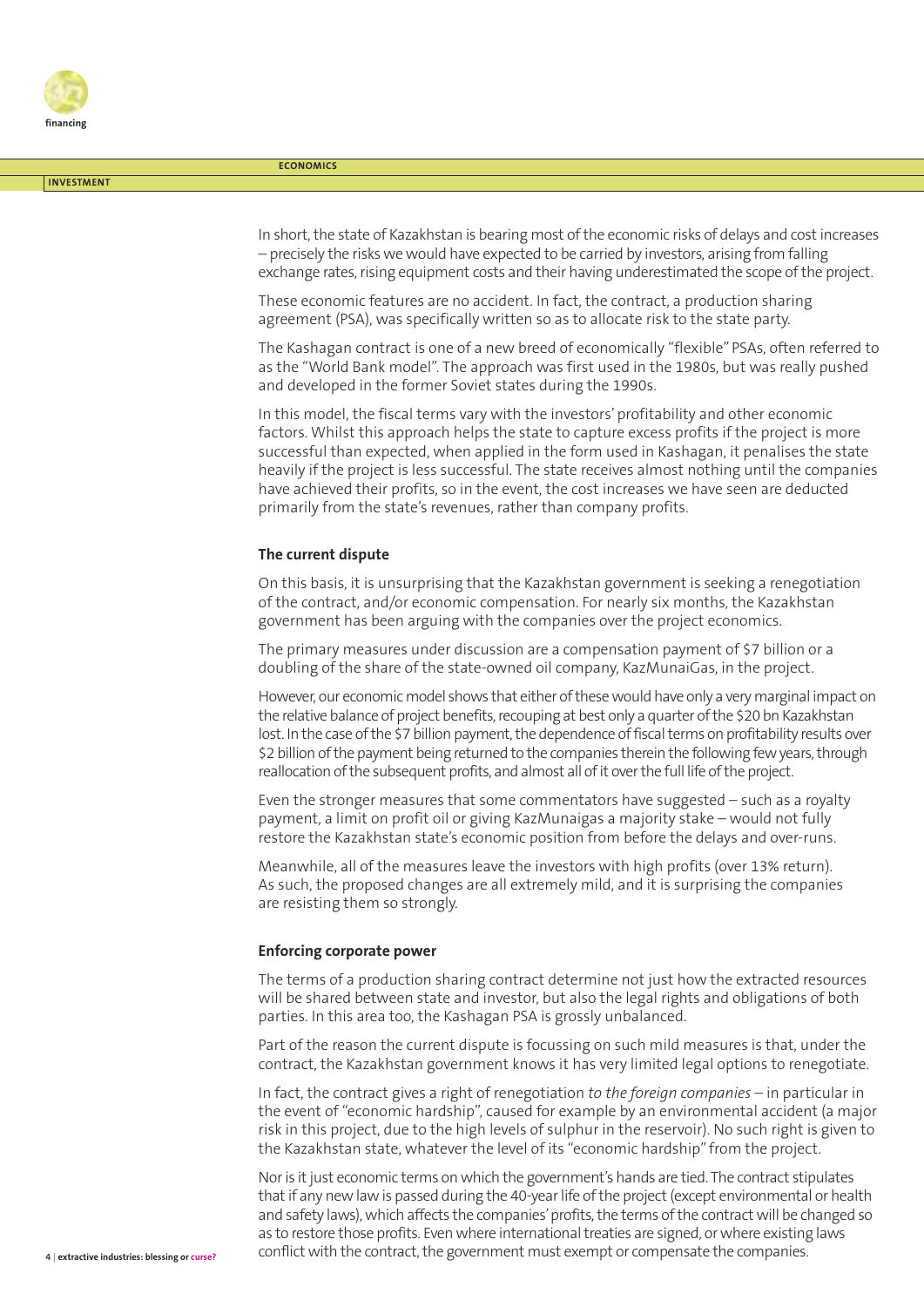In short, the state of Kazakhstan is bearing most of the economic risks of delays and cost increases – precisely the risks we would have expected to be carried by investors, arising from falling exchange rates, rising equipment costs and their having underestimated the scope of the project.

These economic features are no accident. In fact, the contract, a production sharing agreement (PSA), was specifically written so as to allocate risk to the state party.

The Kashagan contract is one of a new breed of economically "flexible" PSAs, often referred to as the "World Bank model". The approach was first used in the 1980s, but was really pushed and developed in the former Soviet states during the 1990s.

In this model, the fiscal terms vary with the investors' profitability and other economic factors. Whilst this approach helps the state to capture excess profits if the project is more successful than expected, when applied in the form used in Kashagan, it penalises the state heavily if the project is less successful. The state receives almost nothing until the companies have achieved their profits, so in the event, the cost increases we have seen are deducted primarily from the state's revenues, rather than company profits.

### The current dispute

On this basis, it is unsurprising that the Kazakhstan government is seeking a renegotiation of the contract, and/or economic compensation. For nearly six months, the Kazakhstan government has been arguing with the companies over the project economics.

The primary measures under discussion are a compensation payment of $7 billion or a doubling of the share of the state-owned oil company, KazMunaiGas, in the project.

However, our economic model shows that either of these would have only a very marginal impact on the relative balance of project benefits, recouping at best only a quarter of the $20 bn Kazakhstan lost. In the case of the $7 billion payment, the dependence of fiscal terms on profitability results over $2 billion of the payment being returned to the companies therein the following few years, through reallocation of the subsequent profits, and almost all of it over the full life of the project.

Even the stronger measures that some commentators have suggested – such as a royalty payment, a limit on profit oil or giving KazMunaigas a majority stake – would not fully restore the Kazakhstan state's economic position from before the delays and over-runs.

Meanwhile, all of the measures leave the investors with high profits (over 13% return). As such, the proposed changes are all extremely mild, and it is surprising the companies are resisting them so strongly.

### Enforcing corporate power

The terms of a production sharing contract determine not just how the extracted resources will be shared between state and investor, but also the legal rights and obligations of both parties. In this area too, the Kashagan PSA is grossly unbalanced.

Part of the reason the current dispute is focussing on such mild measures is that, under the contract, the Kazakhstan government knows it has very limited legal options to renegotiate.

In fact, the contract gives a right of renegotiation *to the foreign companies* – in particular in the event of "economic hardship", caused for example by an environmental accident (a major risk in this project, due to the high levels of sulphur in the reservoir). No such right is given to the Kazakhstan state, whatever the level of its "economic hardship" from the project.

Nor is it just economic terms on which the government's hands are tied. The contract stipulates that if any new law is passed during the 40-year life of the project (except environmental or health and safety laws), which affects the companies' profits, the terms of the contract will be changed so as to restore those profits. Even where international treaties are signed, or where existing laws conflict with the contract, the government must exempt or compensate the companies.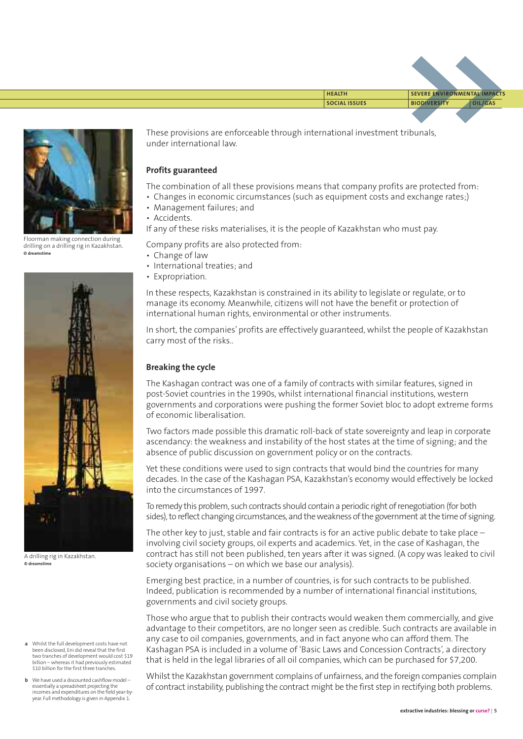These provisions are enforceable through international investment tribunals, under international law.

### Profits guaranteed

The combination of all these provisions means that company profits are protected from:

- Changes in economic circumstances (such as equipment costs and exchange rates;)
- Management failures; and
- Accidents.

If any of these risks materialises, it is the people of Kazakhstan who must pay.

Company profits are also protected from:

- Change of law
- International treaties; and
- Expropriation.

In these respects, Kazakhstan is constrained in its ability to legislate or regulate, or to manage its economy. Meanwhile, citizens will not have the benefit or protection of international human rights, environmental or other instruments.

In short, the companies' profits are effectively guaranteed, whilst the people of Kazakhstan carry most of the risks..

### Breaking the cycle

The Kashagan contract was one of a family of contracts with similar features, signed in post-Soviet countries in the 1990s, whilst international financial institutions, western governments and corporations were pushing the former Soviet bloc to adopt extreme forms of economic liberalisation.

Two factors made possible this dramatic roll-back of state sovereignty and leap in corporate ascendancy: the weakness and instability of the host states at the time of signing; and the absence of public discussion on government policy or on the contracts.

Yet these conditions were used to sign contracts that would bind the countries for many decades. In the case of the Kashagan PSA, Kazakhstan's economy would effectively be locked into the circumstances of 1997.

To remedy this problem, such contracts should contain a periodic right of renegotiation (for both sides), to reflect changing circumstances, and the weakness of the government at the time of signing.

The other key to just, stable and fair contracts is for an active public debate to take place – involving civil society groups, oil experts and academics. Yet, in the case of Kashagan, the contract has still not been published, ten years after it was signed. (A copy was leaked to civil society organisations – on which we base our analysis).

Emerging best practice, in a number of countries, is for such contracts to be published. Indeed, publication is recommended by a number of international financial institutions, governments and civil society groups.

Those who argue that to publish their contracts would weaken them commercially, and give advantage to their competitors, are no longer seen as credible. Such contracts are available in any case to oil companies, governments, and in fact anyone who can afford them. The Kashagan PSA is included in a volume of 'Basic Laws and Concession Contracts', a directory that is held in the legal libraries of all oil companies, which can be purchased for $7,200.

Whilst the Kazakhstan government complains of unfairness, and the foreign companies complain of contract instability, publishing the contract might be the first step in rectifying both problems.

Floorman making connection during drilling on a drilling rig in Kazakhstan. © dreamstime

A drilling rig in Kazakhstan. © dreamstime

**a** Whilst the full development costs have not been disclosed, Eni did reveal that the first two tranches of development would cost $19 billion – whereas it had previously estimated $10 billion for the first three tranches.

**b** We have used a discounted cashflow model – essentially a spreadsheet projecting the incomes and expenditures on the field year-by-year. Full methodology is given in Appendix 1.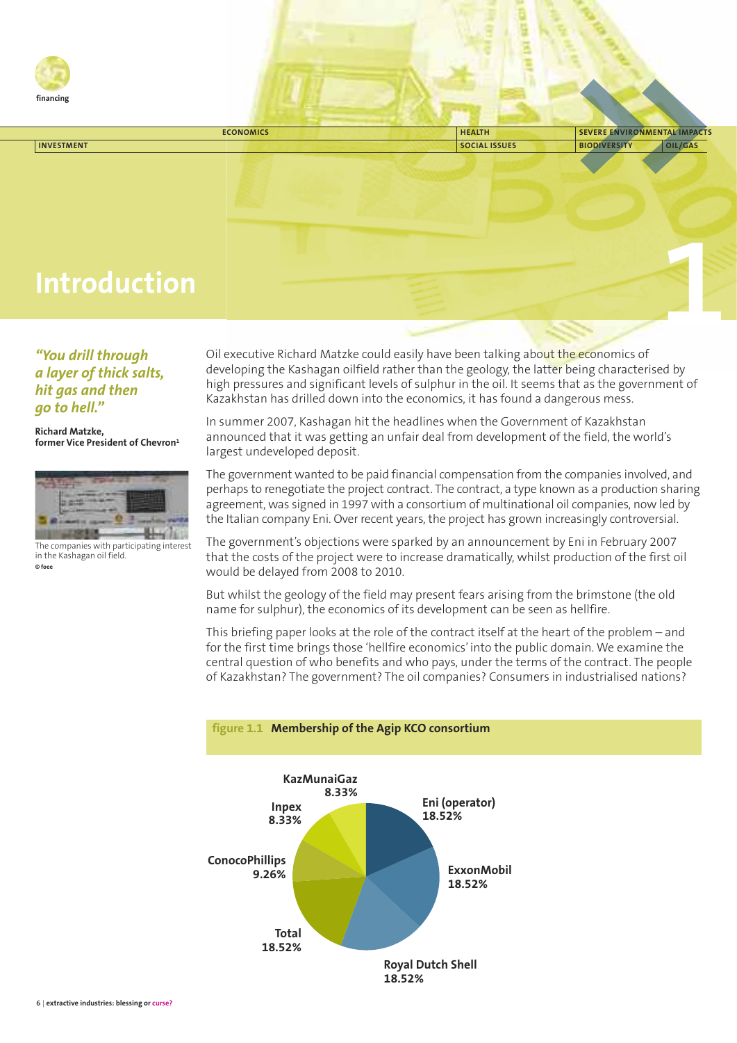# Introduction

*"You drill through a layer of thick salts, hit gas and then go to hell."*

**Richard Matzke, former Vice President of Chevron**[1]

The companies with participating interest in the Kashagan oil field.
© foee

Oil executive Richard Matzke could easily have been talking about the economics of developing the Kashagan oilfield rather than the geology, the latter being characterised by high pressures and significant levels of sulphur in the oil. It seems that as the government of Kazakhstan has drilled down into the economics, it has found a dangerous mess.

In summer 2007, Kashagan hit the headlines when the Government of Kazakhstan announced that it was getting an unfair deal from development of the field, the world's largest undeveloped deposit.

The government wanted to be paid financial compensation from the companies involved, and perhaps to renegotiate the project contract. The contract, a type known as a production sharing agreement, was signed in 1997 with a consortium of multinational oil companies, now led by the Italian company Eni. Over recent years, the project has grown increasingly controversial.

The government's objections were sparked by an announcement by Eni in February 2007 that the costs of the project were to increase dramatically, whilst production of the first oil would be delayed from 2008 to 2010.

But whilst the geology of the field may present fears arising from the brimstone (the old name for sulphur), the economics of its development can be seen as hellfire.

This briefing paper looks at the role of the contract itself at the heart of the problem – and for the first time brings those 'hellfire economics' into the public domain. We examine the central question of who benefits and who pays, under the terms of the contract. The people of Kazakhstan? The government? The oil companies? Consumers in industrialised nations?

**figure 1.1 Membership of the Agip KCO consortium**

| Company | Share |
|---|---|
| Eni (operator) | 18.52% |
| ExxonMobil | 18.52% |
| Royal Dutch Shell | 18.52% |
| Total | 18.52% |
| ConocoPhillips | 9.26% |
| Inpex | 8.33% |
| KazMunaiGaz | 8.33% |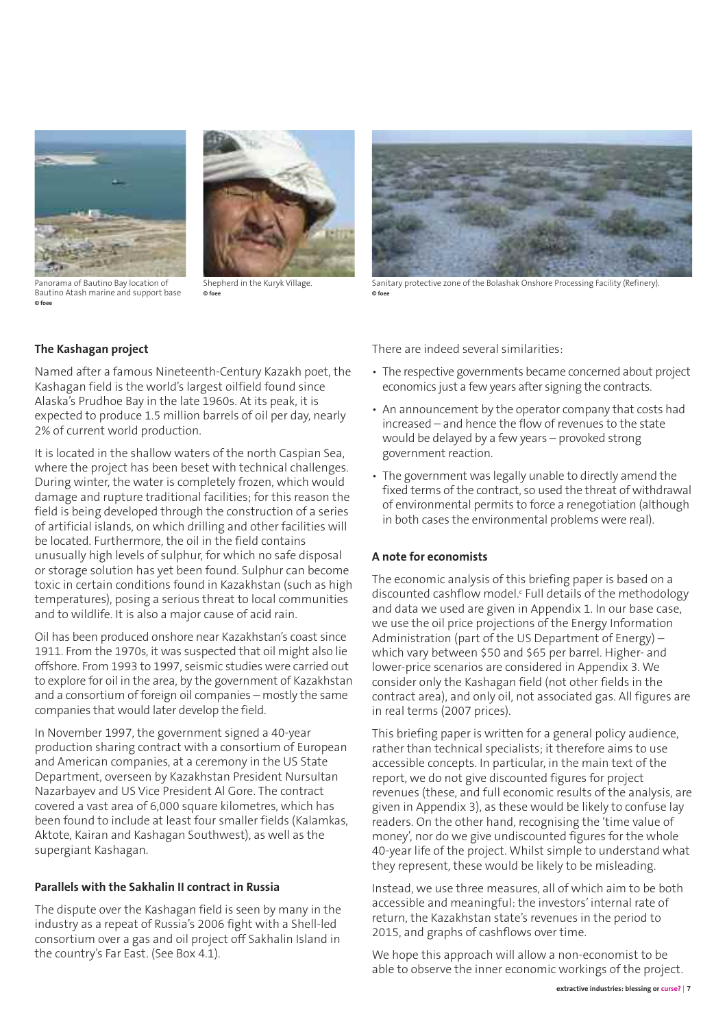Panorama of Bautino Bay location of Bautino Atash marine and support base © foee

Shepherd in the Kuryk Village. © foee

Sanitary protective zone of the Bolashak Onshore Processing Facility (Refinery). © foee

### The Kashagan project

Named after a famous Nineteenth-Century Kazakh poet, the Kashagan field is the world's largest oilfield found since Alaska's Prudhoe Bay in the late 1960s. At its peak, it is expected to produce 1.5 million barrels of oil per day, nearly 2% of current world production.

It is located in the shallow waters of the north Caspian Sea, where the project has been beset with technical challenges. During winter, the water is completely frozen, which would damage and rupture traditional facilities; for this reason the field is being developed through the construction of a series of artificial islands, on which drilling and other facilities will be located. Furthermore, the oil in the field contains unusually high levels of sulphur, for which no safe disposal or storage solution has yet been found. Sulphur can become toxic in certain conditions found in Kazakhstan (such as high temperatures), posing a serious threat to local communities and to wildlife. It is also a major cause of acid rain.

Oil has been produced onshore near Kazakhstan's coast since 1911. From the 1970s, it was suspected that oil might also lie offshore. From 1993 to 1997, seismic studies were carried out to explore for oil in the area, by the government of Kazakhstan and a consortium of foreign oil companies – mostly the same companies that would later develop the field.

In November 1997, the government signed a 40-year production sharing contract with a consortium of European and American companies, at a ceremony in the US State Department, overseen by Kazakhstan President Nursultan Nazarbayev and US Vice President Al Gore. The contract covered a vast area of 6,000 square kilometres, which has been found to include at least four smaller fields (Kalamkas, Aktote, Kairan and Kashagan Southwest), as well as the supergiant Kashagan.

### Parallels with the Sakhalin II contract in Russia

The dispute over the Kashagan field is seen by many in the industry as a repeat of Russia's 2006 fight with a Shell-led consortium over a gas and oil project off Sakhalin Island in the country's Far East. (See Box 4.1).

There are indeed several similarities:

- The respective governments became concerned about project economics just a few years after signing the contracts.
- An announcement by the operator company that costs had increased – and hence the flow of revenues to the state would be delayed by a few years – provoked strong government reaction.
- The government was legally unable to directly amend the fixed terms of the contract, so used the threat of withdrawal of environmental permits to force a renegotiation (although in both cases the environmental problems were real).

### A note for economists

The economic analysis of this briefing paper is based on a discounted cashflow model.[c] Full details of the methodology and data we used are given in Appendix 1. In our base case, we use the oil price projections of the Energy Information Administration (part of the US Department of Energy) – which vary between \$50 and \$65 per barrel. Higher- and lower-price scenarios are considered in Appendix 3. We consider only the Kashagan field (not other fields in the contract area), and only oil, not associated gas. All figures are in real terms (2007 prices).

This briefing paper is written for a general policy audience, rather than technical specialists; it therefore aims to use accessible concepts. In particular, in the main text of the report, we do not give discounted figures for project revenues (these, and full economic results of the analysis, are given in Appendix 3), as these would be likely to confuse lay readers. On the other hand, recognising the 'time value of money', nor do we give undiscounted figures for the whole 40-year life of the project. Whilst simple to understand what they represent, these would be likely to be misleading.

Instead, we use three measures, all of which aim to be both accessible and meaningful: the investors' internal rate of return, the Kazakhstan state's revenues in the period to 2015, and graphs of cashflows over time.

We hope this approach will allow a non-economist to be able to observe the inner economic workings of the project.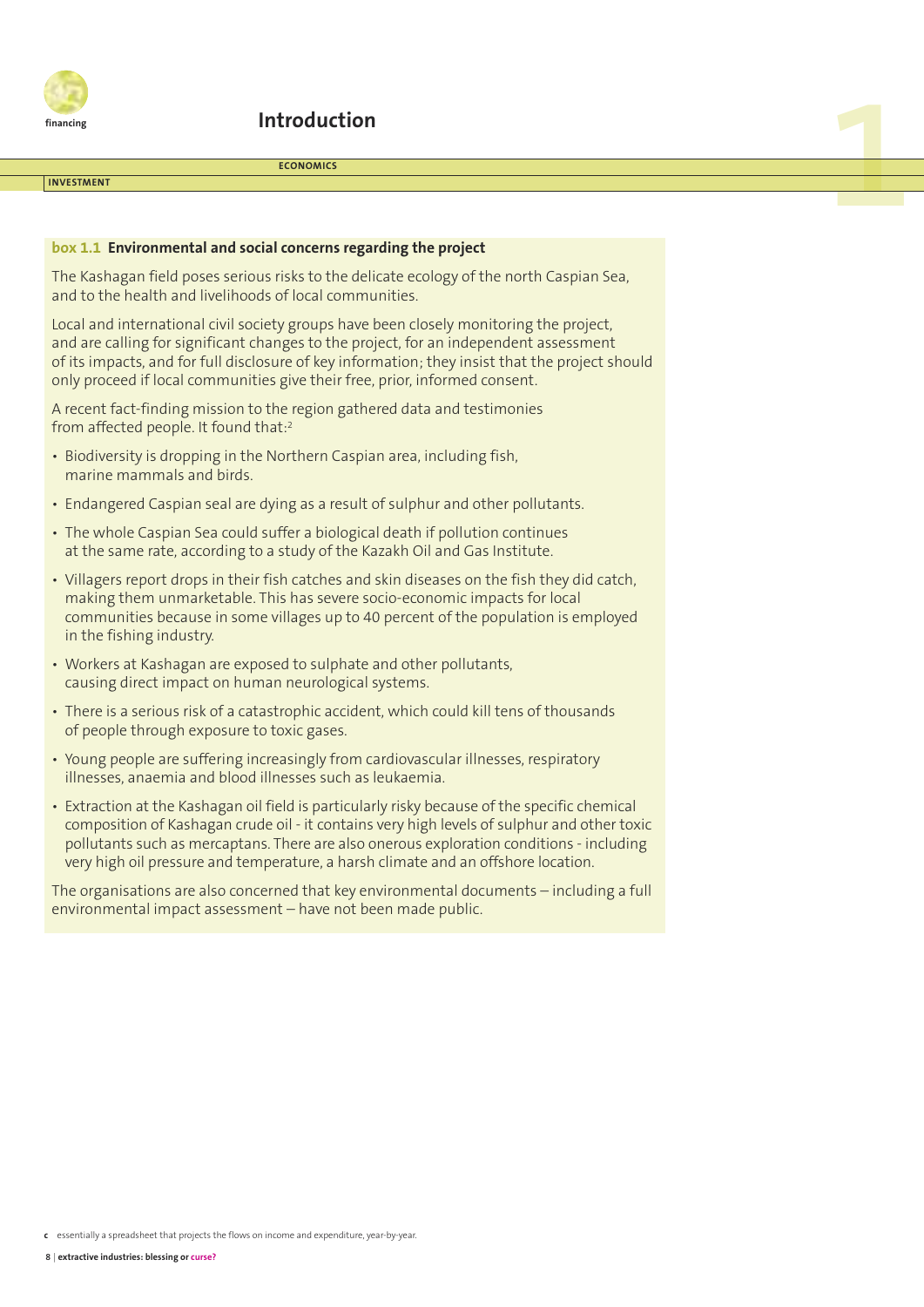**box 1.1 Environmental and social concerns regarding the project**

The Kashagan field poses serious risks to the delicate ecology of the north Caspian Sea, and to the health and livelihoods of local communities.

Local and international civil society groups have been closely monitoring the project, and are calling for significant changes to the project, for an independent assessment of its impacts, and for full disclosure of key information; they insist that the project should only proceed if local communities give their free, prior, informed consent.

A recent fact-finding mission to the region gathered data and testimonies from affected people. It found that:[2]

- Biodiversity is dropping in the Northern Caspian area, including fish, marine mammals and birds.
- Endangered Caspian seal are dying as a result of sulphur and other pollutants.
- The whole Caspian Sea could suffer a biological death if pollution continues at the same rate, according to a study of the Kazakh Oil and Gas Institute.
- Villagers report drops in their fish catches and skin diseases on the fish they did catch, making them unmarketable. This has severe socio-economic impacts for local communities because in some villages up to 40 percent of the population is employed in the fishing industry.
- Workers at Kashagan are exposed to sulphate and other pollutants, causing direct impact on human neurological systems.
- There is a serious risk of a catastrophic accident, which could kill tens of thousands of people through exposure to toxic gases.
- Young people are suffering increasingly from cardiovascular illnesses, respiratory illnesses, anaemia and blood illnesses such as leukaemia.
- Extraction at the Kashagan oil field is particularly risky because of the specific chemical composition of Kashagan crude oil - it contains very high levels of sulphur and other toxic pollutants such as mercaptans. There are also onerous exploration conditions - including very high oil pressure and temperature, a harsh climate and an offshore location.

The organisations are also concerned that key environmental documents – including a full environmental impact assessment – have not been made public.

[c] essentially a spreadsheet that projects the flows on income and expenditure, year-by-year.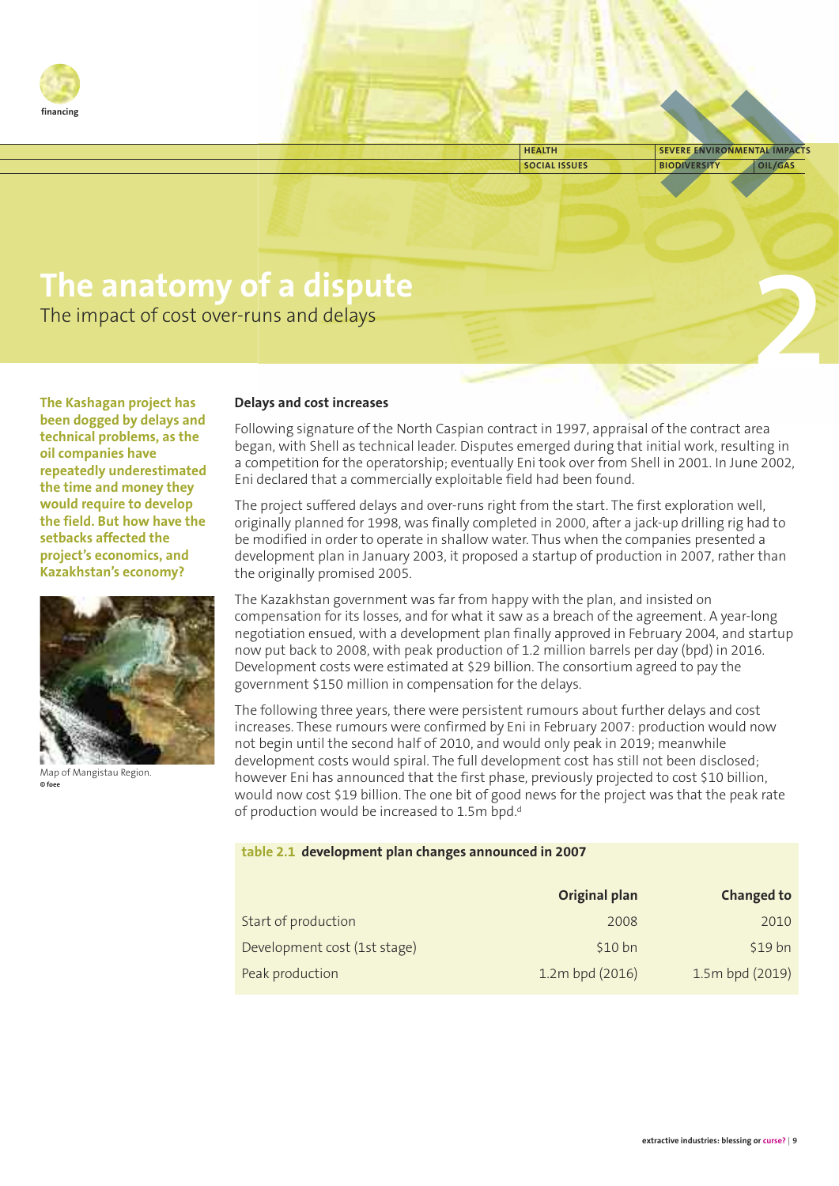# The anatomy of a dispute

The impact of cost over-runs and delays

**The Kashagan project has been dogged by delays and technical problems, as the oil companies have repeatedly underestimated the time and money they would require to develop the field. But how have the setbacks affected the project's economics, and Kazakhstan's economy?**

Map of Mangistau Region.
© foee

### Delays and cost increases

Following signature of the North Caspian contract in 1997, appraisal of the contract area began, with Shell as technical leader. Disputes emerged during that initial work, resulting in a competition for the operatorship; eventually Eni took over from Shell in 2001. In June 2002, Eni declared that a commercially exploitable field had been found.

The project suffered delays and over-runs right from the start. The first exploration well, originally planned for 1998, was finally completed in 2000, after a jack-up drilling rig had to be modified in order to operate in shallow water. Thus when the companies presented a development plan in January 2003, it proposed a startup of production in 2007, rather than the originally promised 2005.

The Kazakhstan government was far from happy with the plan, and insisted on compensation for its losses, and for what it saw as a breach of the agreement. A year-long negotiation ensued, with a development plan finally approved in February 2004, and startup now put back to 2008, with peak production of 1.2 million barrels per day (bpd) in 2016. Development costs were estimated at $29 billion. The consortium agreed to pay the government $150 million in compensation for the delays.

The following three years, there were persistent rumours about further delays and cost increases. These rumours were confirmed by Eni in February 2007: production would now not begin until the second half of 2010, and would only peak in 2019; meanwhile development costs would spiral. The full development cost has still not been disclosed; however Eni has announced that the first phase, previously projected to cost $10 billion, would now cost $19 billion. The one bit of good news for the project was that the peak rate of production would be increased to 1.5m bpd.[d]

**table 2.1 development plan changes announced in 2007**

| | Original plan | Changed to |
|---|---|---|
| Start of production | 2008 | 2010 |
| Development cost (1st stage) | $10 bn | $19 bn |
| Peak production | 1.2m bpd (2016) | 1.5m bpd (2019) |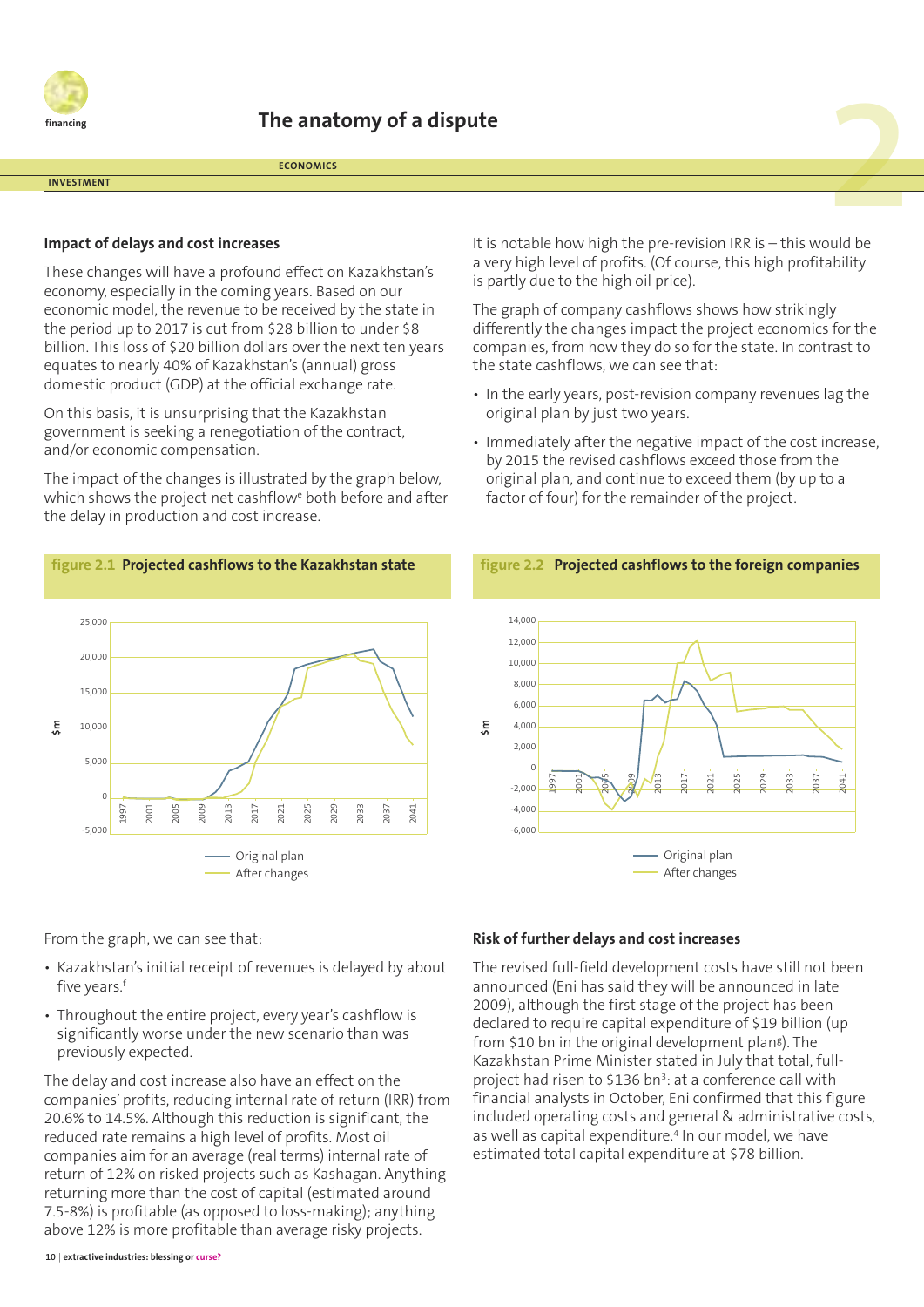## Impact of delays and cost increases

These changes will have a profound effect on Kazakhstan's economy, especially in the coming years. Based on our economic model, the revenue to be received by the state in the period up to 2017 is cut from $28 billion to under $8 billion. This loss of $20 billion dollars over the next ten years equates to nearly 40% of Kazakhstan's (annual) gross domestic product (GDP) at the official exchange rate.

On this basis, it is unsurprising that the Kazakhstan government is seeking a renegotiation of the contract, and/or economic compensation.

The impact of the changes is illustrated by the graph below, which shows the project net cashflow[e] both before and after the delay in production and cost increase.

**figure 2.1 Projected cashflows to the Kazakhstan state**

From the graph, we can see that:

- Kazakhstan's initial receipt of revenues is delayed by about five years.[f]
- Throughout the entire project, every year's cashflow is significantly worse under the new scenario than was previously expected.

The delay and cost increase also have an effect on the companies' profits, reducing internal rate of return (IRR) from 20.6% to 14.5%. Although this reduction is significant, the reduced rate remains a high level of profits. Most oil companies aim for an average (real terms) internal rate of return of 12% on risked projects such as Kashagan. Anything returning more than the cost of capital (estimated around 7.5-8%) is profitable (as opposed to loss-making); anything above 12% is more profitable than average risky projects.

It is notable how high the pre-revision IRR is – this would be a very high level of profits. (Of course, this high profitability is partly due to the high oil price).

The graph of company cashflows shows how strikingly differently the changes impact the project economics for the companies, from how they do so for the state. In contrast to the state cashflows, we can see that:

- In the early years, post-revision company revenues lag the original plan by just two years.
- Immediately after the negative impact of the cost increase, by 2015 the revised cashflows exceed those from the original plan, and continue to exceed them (by up to a factor of four) for the remainder of the project.

**figure 2.2 Projected cashflows to the foreign companies**

## Risk of further delays and cost increases

The revised full-field development costs have still not been announced (Eni has said they will be announced in late 2009), although the first stage of the project has been declared to require capital expenditure of $19 billion (up from $10 bn in the original development plan[g]). The Kazakhstan Prime Minister stated in July that total, full-project had risen to $136 bn[3]: at a conference call with financial analysts in October, Eni confirmed that this figure included operating costs and general & administrative costs, as well as capital expenditure.[4] In our model, we have estimated total capital expenditure at $78 billion.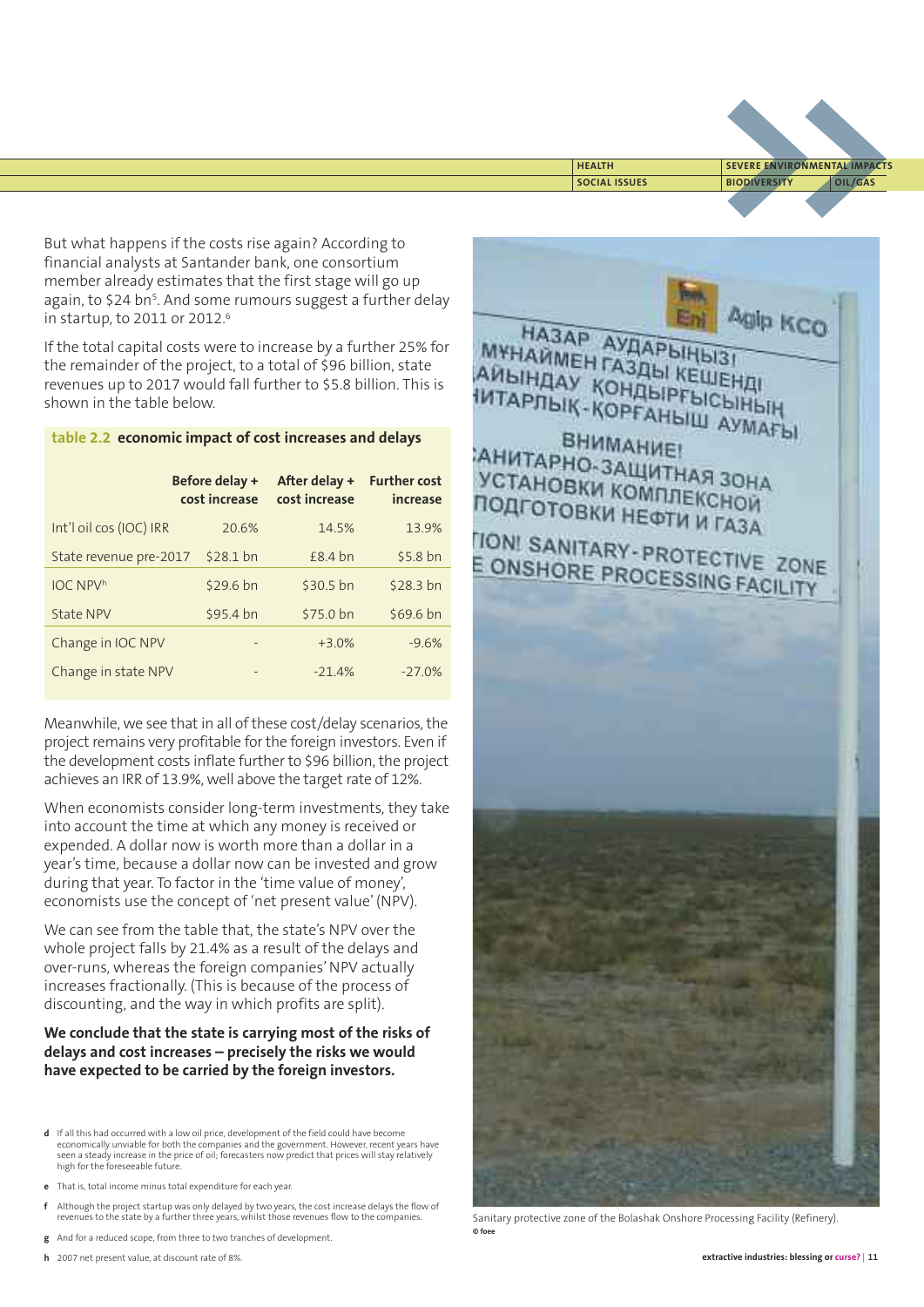But what happens if the costs rise again? According to financial analysts at Santander bank, one consortium member already estimates that the first stage will go up again, to $24 bn[5]. And some rumours suggest a further delay in startup, to 2011 or 2012.[6]

If the total capital costs were to increase by a further 25% for the remainder of the project, to a total of $96 billion, state revenues up to 2017 would fall further to $5.8 billion. This is shown in the table below.

**table 2.2 economic impact of cost increases and delays**

| | Before delay + cost increase | After delay + cost increase | Further cost increase |
|---|---|---|---|
| Int'l oil cos (IOC) IRR | 20.6% | 14.5% | 13.9% |
| State revenue pre-2017 | $28.1 bn | £8.4 bn | $5.8 bn |
| IOC NPV[h] | $29.6 bn | $30.5 bn | $28.3 bn |
| State NPV | $95.4 bn | $75.0 bn | $69.6 bn |
| Change in IOC NPV | - | +3.0% | -9.6% |
| Change in state NPV | - | -21.4% | -27.0% |

Meanwhile, we see that in all of these cost/delay scenarios, the project remains very profitable for the foreign investors. Even if the development costs inflate further to $96 billion, the project achieves an IRR of 13.9%, well above the target rate of 12%.

When economists consider long-term investments, they take into account the time at which any money is received or expended. A dollar now is worth more than a dollar in a year's time, because a dollar now can be invested and grow during that year. To factor in the 'time value of money', economists use the concept of 'net present value' (NPV).

We can see from the table that, the state's NPV over the whole project falls by 21.4% as a result of the delays and over-runs, whereas the foreign companies' NPV actually increases fractionally. (This is because of the process of discounting, and the way in which profits are split).

**We conclude that the state is carrying most of the risks of delays and cost increases – precisely the risks we would have expected to be carried by the foreign investors.**

Sanitary protective zone of the Bolashak Onshore Processing Facility (Refinery). © foee

d If all this had occurred with a low oil price, development of the field could have become economically unviable for both the companies and the government. However, recent years have seen a steady increase in the price of oil; forecasters now predict that prices will stay relatively high for the foreseeable future.

e That is, total income minus total expenditure for each year.

f Although the project startup was only delayed by two years, the cost increase delays the flow of revenues to the state by a further three years, whilst those revenues flow to the companies.

g And for a reduced scope, from three to two tranches of development.

h 2007 net present value, at discount rate of 8%.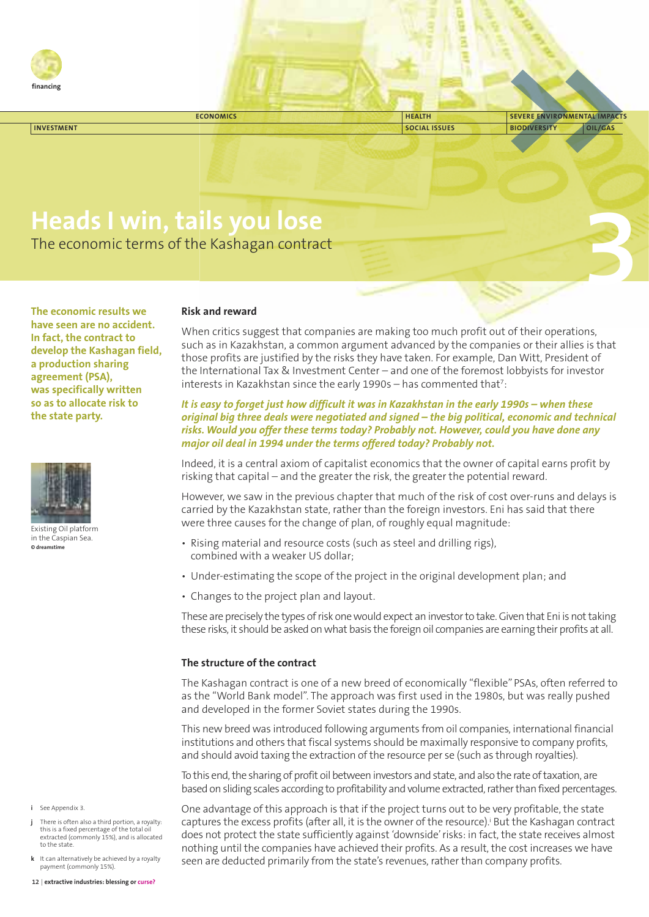financing

ECONOMICS | HEALTH | SEVERE ENVIRONMENTAL IMPACTS
INVESTMENT | SOCIAL ISSUES | BIODIVERSITY | OIL/GAS

# Heads I win, tails you lose

The economic terms of the Kashagan contract

3

**The economic results we have seen are no accident. In fact, the contract to develop the Kashagan field, a production sharing agreement (PSA), was specifically written so as to allocate risk to the state party.**

Existing Oil platform in the Caspian Sea.
**© dreamstime**

## Risk and reward

When critics suggest that companies are making too much profit out of their operations, such as in Kazakhstan, a common argument advanced by the companies or their allies is that those profits are justified by the risks they have taken. For example, Dan Witt, President of the International Tax & Investment Center – and one of the foremost lobbyists for investor interests in Kazakhstan since the early 1990s – has commented that[7]:

***It is easy to forget just how difficult it was in Kazakhstan in the early 1990s – when these original big three deals were negotiated and signed – the big political, economic and technical risks. Would you offer these terms today? Probably not. However, could you have done any major oil deal in 1994 under the terms offered today? Probably not.***

Indeed, it is a central axiom of capitalist economics that the owner of capital earns profit by risking that capital – and the greater the risk, the greater the potential reward.

However, we saw in the previous chapter that much of the risk of cost over-runs and delays is carried by the Kazakhstan state, rather than the foreign investors. Eni has said that there were three causes for the change of plan, of roughly equal magnitude:

- Rising material and resource costs (such as steel and drilling rigs), combined with a weaker US dollar;
- Under-estimating the scope of the project in the original development plan; and
- Changes to the project plan and layout.

These are precisely the types of risk one would expect an investor to take. Given that Eni is not taking these risks, it should be asked on what basis the foreign oil companies are earning their profits at all.

## The structure of the contract

The Kashagan contract is one of a new breed of economically "flexible" PSAs, often referred to as the "World Bank model". The approach was first used in the 1980s, but was really pushed and developed in the former Soviet states during the 1990s.

This new breed was introduced following arguments from oil companies, international financial institutions and others that fiscal systems should be maximally responsive to company profits, and should avoid taxing the extraction of the resource per se (such as through royalties).

To this end, the sharing of profit oil between investors and state, and also the rate of taxation, are based on sliding scales according to profitability and volume extracted, rather than fixed percentages.

One advantage of this approach is that if the project turns out to be very profitable, the state captures the excess profits (after all, it is the owner of the resource).[i] But the Kashagan contract does not protect the state sufficiently against 'downside' risks: in fact, the state receives almost nothing until the companies have achieved their profits. As a result, the cost increases we have seen are deducted primarily from the state's revenues, rather than company profits.

i See Appendix 3.

j There is often also a third portion, a royalty: this is a fixed percentage of the total oil extracted (commonly 15%), and is allocated to the state.

k It can alternatively be achieved by a royalty payment (commonly 15%).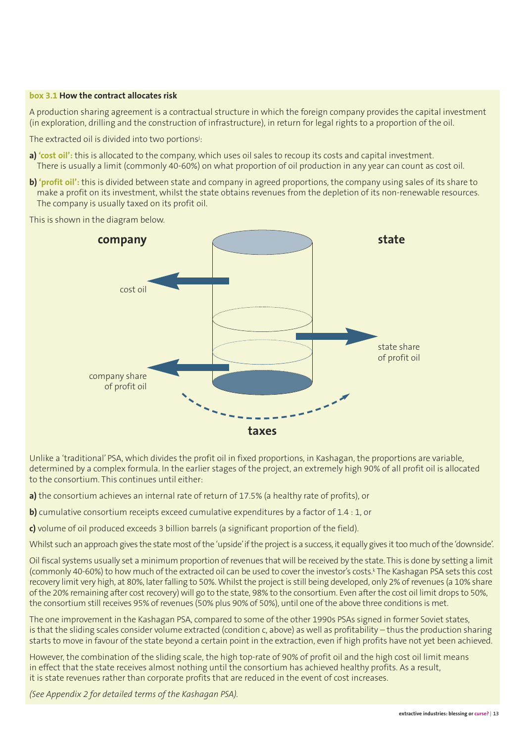**box 3.1 How the contract allocates risk**

A production sharing agreement is a contractual structure in which the foreign company provides the capital investment (in exploration, drilling and the construction of infrastructure), in return for legal rights to a proportion of the oil.

The extracted oil is divided into two portions[j]:

**a)** **'cost oil':** this is allocated to the company, which uses oil sales to recoup its costs and capital investment. There is usually a limit (commonly 40-60%) on what proportion of oil production in any year can count as cost oil.

**b)** **'profit oil':** this is divided between state and company in agreed proportions, the company using sales of its share to make a profit on its investment, whilst the state obtains revenues from the depletion of its non-renewable resources. The company is usually taxed on its profit oil.

This is shown in the diagram below.

company

state

cost oil

state share of profit oil

company share of profit oil

taxes

Unlike a 'traditional' PSA, which divides the profit oil in fixed proportions, in Kashagan, the proportions are variable, determined by a complex formula. In the earlier stages of the project, an extremely high 90% of all profit oil is allocated to the consortium. This continues until either:

**a)** the consortium achieves an internal rate of return of 17.5% (a healthy rate of profits), or

**b)** cumulative consortium receipts exceed cumulative expenditures by a factor of 1.4 : 1, or

**c)** volume of oil produced exceeds 3 billion barrels (a significant proportion of the field).

Whilst such an approach gives the state most of the 'upside' if the project is a success, it equally gives it too much of the 'downside'.

Oil fiscal systems usually set a minimum proportion of revenues that will be received by the state. This is done by setting a limit (commonly 40-60%) to how much of the extracted oil can be used to cover the investor's costs.[k] The Kashagan PSA sets this cost recovery limit very high, at 80%, later falling to 50%. Whilst the project is still being developed, only 2% of revenues (a 10% share of the 20% remaining after cost recovery) will go to the state, 98% to the consortium. Even after the cost oil limit drops to 50%, the consortium still receives 95% of revenues (50% plus 90% of 50%), until one of the above three conditions is met.

The one improvement in the Kashagan PSA, compared to some of the other 1990s PSAs signed in former Soviet states, is that the sliding scales consider volume extracted (condition c, above) as well as profitability – thus the production sharing starts to move in favour of the state beyond a certain point in the extraction, even if high profits have not yet been achieved.

However, the combination of the sliding scale, the high top-rate of 90% of profit oil and the high cost oil limit means in effect that the state receives almost nothing until the consortium has achieved healthy profits. As a result, it is state revenues rather than corporate profits that are reduced in the event of cost increases.

*(See Appendix 2 for detailed terms of the Kashagan PSA).*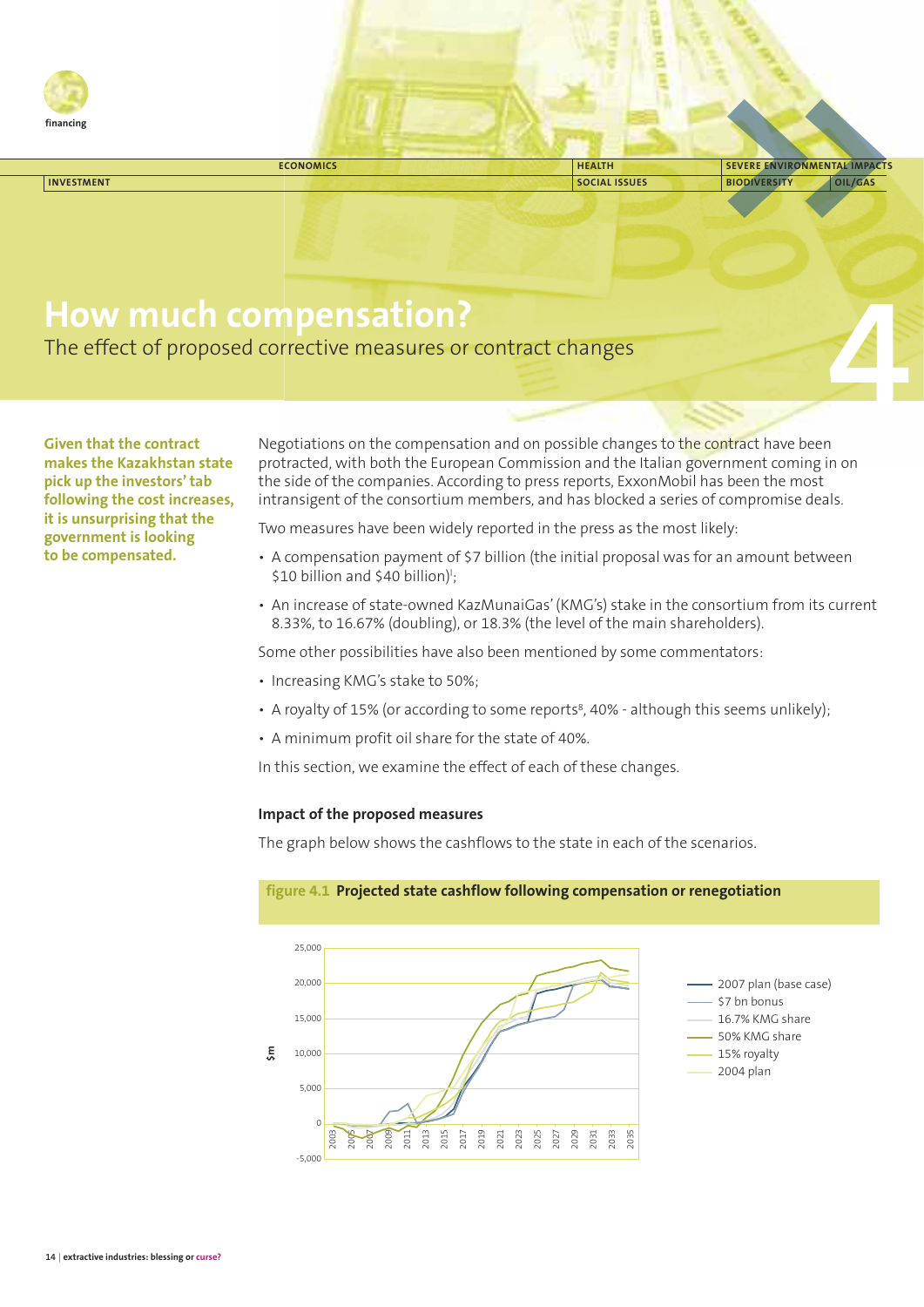# How much compensation?

## The effect of proposed corrective measures or contract changes

**Given that the contract makes the Kazakhstan state pick up the investors' tab following the cost increases, it is unsurprising that the government is looking to be compensated.**

Negotiations on the compensation and on possible changes to the contract have been protracted, with both the European Commission and the Italian government coming in on the side of the companies. According to press reports, ExxonMobil has been the most intransigent of the consortium members, and has blocked a series of compromise deals.

Two measures have been widely reported in the press as the most likely:

- A compensation payment of $7 billion (the initial proposal was for an amount between $10 billion and $40 billion)[i];
- An increase of state-owned KazMunaiGas' (KMG's) stake in the consortium from its current 8.33%, to 16.67% (doubling), or 18.3% (the level of the main shareholders).

Some other possibilities have also been mentioned by some commentators:

- Increasing KMG's stake to 50%;
- A royalty of 15% (or according to some reports[8], 40% - although this seems unlikely);
- A minimum profit oil share for the state of 40%.

In this section, we examine the effect of each of these changes.

### Impact of the proposed measures

The graph below shows the cashflows to the state in each of the scenarios.

**figure 4.1 Projected state cashflow following compensation or renegotiation**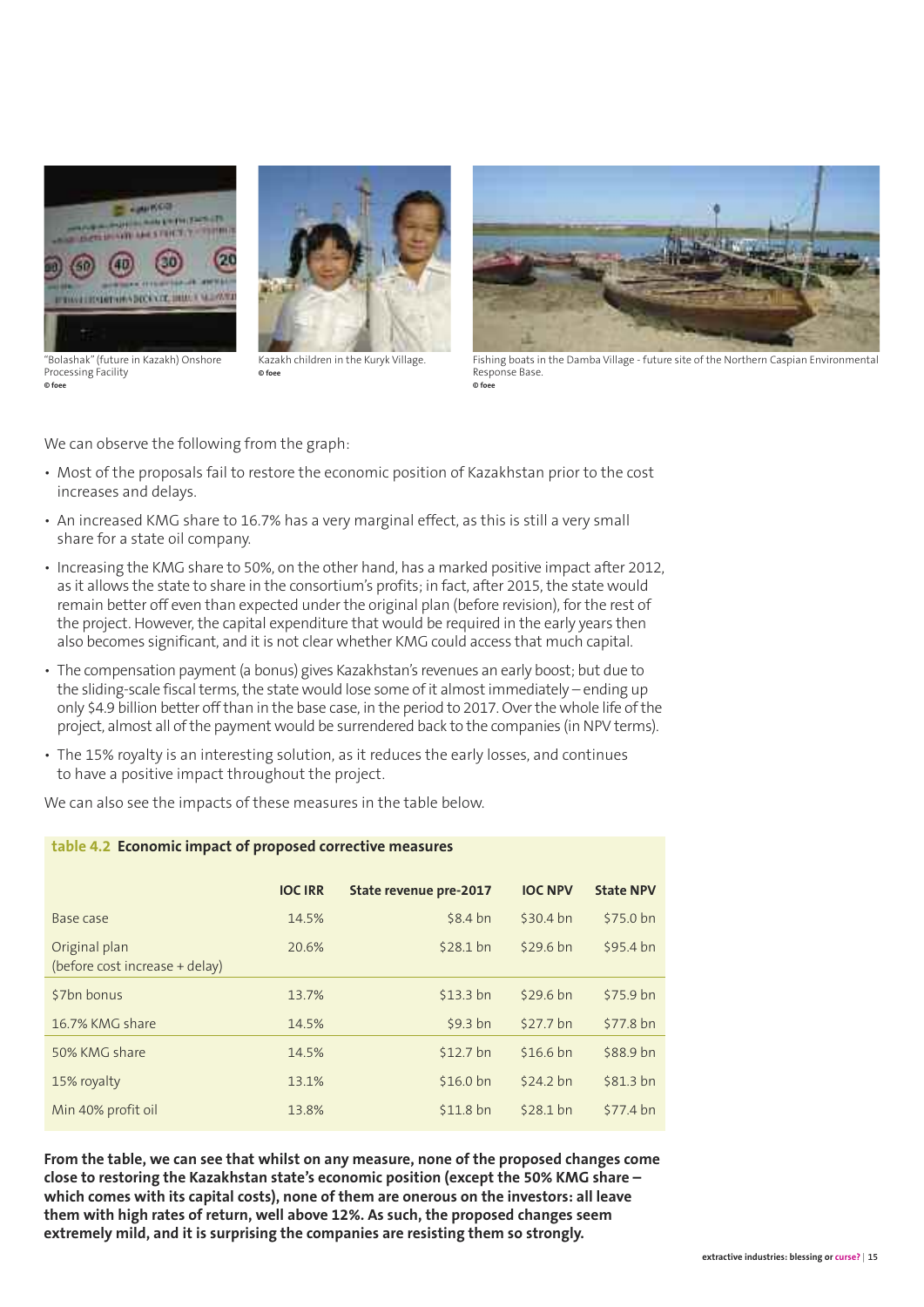"Bolashak" (future in Kazakh) Onshore Processing Facility
© foee

Kazakh children in the Kuryk Village.
© foee

Fishing boats in the Damba Village - future site of the Northern Caspian Environmental Response Base.
© foee

We can observe the following from the graph:

- Most of the proposals fail to restore the economic position of Kazakhstan prior to the cost increases and delays.
- An increased KMG share to 16.7% has a very marginal effect, as this is still a very small share for a state oil company.
- Increasing the KMG share to 50%, on the other hand, has a marked positive impact after 2012, as it allows the state to share in the consortium's profits; in fact, after 2015, the state would remain better off even than expected under the original plan (before revision), for the rest of the project. However, the capital expenditure that would be required in the early years then also becomes significant, and it is not clear whether KMG could access that much capital.
- The compensation payment (a bonus) gives Kazakhstan's revenues an early boost; but due to the sliding-scale fiscal terms, the state would lose some of it almost immediately – ending up only $4.9 billion better off than in the base case, in the period to 2017. Over the whole life of the project, almost all of the payment would be surrendered back to the companies (in NPV terms).
- The 15% royalty is an interesting solution, as it reduces the early losses, and continues to have a positive impact throughout the project.

We can also see the impacts of these measures in the table below.

**table 4.2 Economic impact of proposed corrective measures**

| | IOC IRR | State revenue pre-2017 | IOC NPV | State NPV |
|---|---|---|---|---|
| Base case | 14.5% | $8.4 bn | $30.4 bn | $75.0 bn |
| Original plan (before cost increase + delay) | 20.6% | $28.1 bn | $29.6 bn | $95.4 bn |
| $7bn bonus | 13.7% | $13.3 bn | $29.6 bn | $75.9 bn |
| 16.7% KMG share | 14.5% | $9.3 bn | $27.7 bn | $77.8 bn |
| 50% KMG share | 14.5% | $12.7 bn | $16.6 bn | $88.9 bn |
| 15% royalty | 13.1% | $16.0 bn | $24.2 bn | $81.3 bn |
| Min 40% profit oil | 13.8% | $11.8 bn | $28.1 bn | $77.4 bn |

**From the table, we can see that whilst on any measure, none of the proposed changes come close to restoring the Kazakhstan state's economic position (except the 50% KMG share – which comes with its capital costs), none of them are onerous on the investors: all leave them with high rates of return, well above 12%. As such, the proposed changes seem extremely mild, and it is surprising the companies are resisting them so strongly.**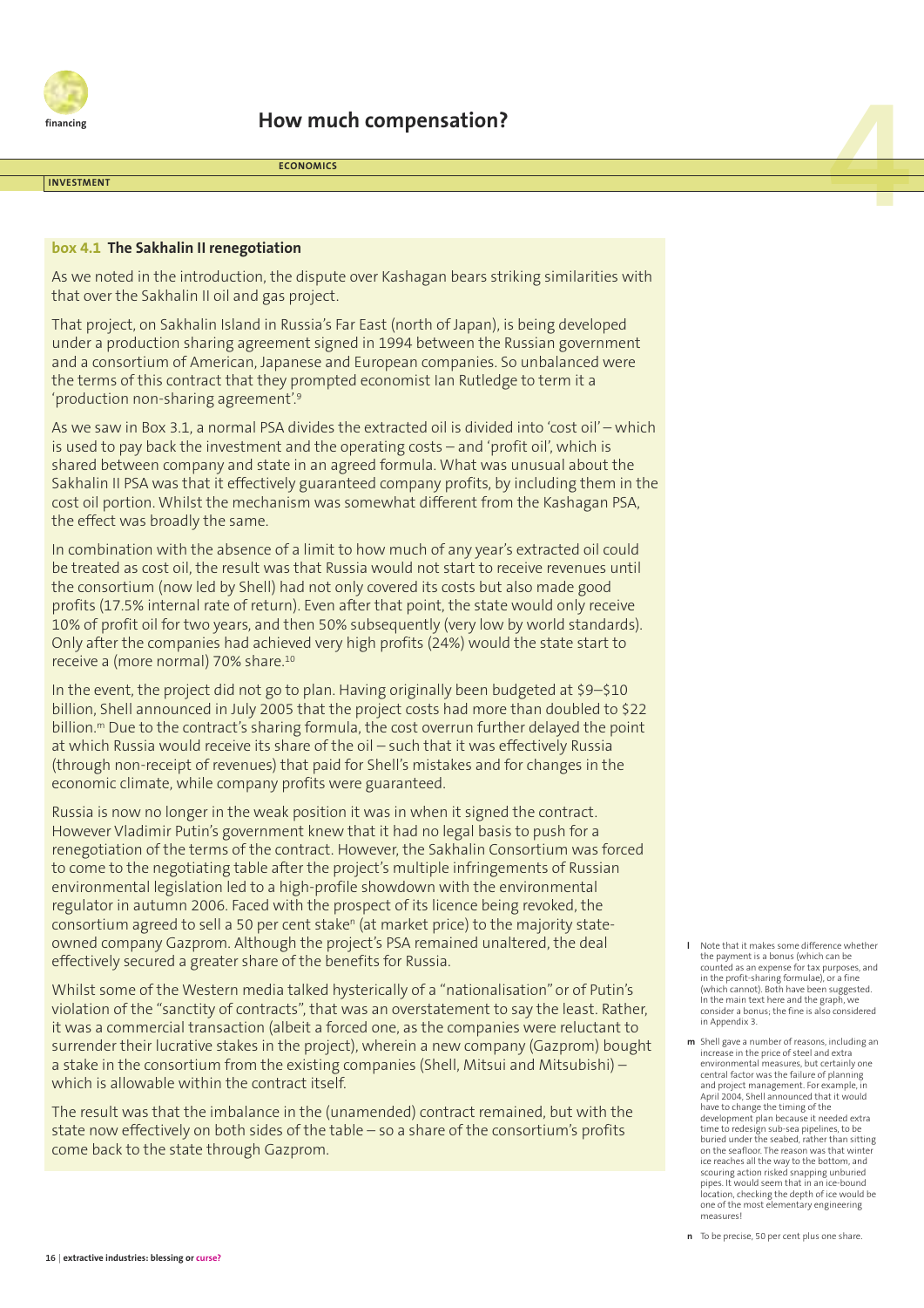## How much compensation?

### box 4.1 The Sakhalin II renegotiation

As we noted in the introduction, the dispute over Kashagan bears striking similarities with that over the Sakhalin II oil and gas project.

That project, on Sakhalin Island in Russia's Far East (north of Japan), is being developed under a production sharing agreement signed in 1994 between the Russian government and a consortium of American, Japanese and European companies. So unbalanced were the terms of this contract that they prompted economist Ian Rutledge to term it a 'production non-sharing agreement'.[9]

As we saw in Box 3.1, a normal PSA divides the extracted oil is divided into 'cost oil' – which is used to pay back the investment and the operating costs – and 'profit oil', which is shared between company and state in an agreed formula. What was unusual about the Sakhalin II PSA was that it effectively guaranteed company profits, by including them in the cost oil portion. Whilst the mechanism was somewhat different from the Kashagan PSA, the effect was broadly the same.

In combination with the absence of a limit to how much of any year's extracted oil could be treated as cost oil, the result was that Russia would not start to receive revenues until the consortium (now led by Shell) had not only covered its costs but also made good profits (17.5% internal rate of return). Even after that point, the state would only receive 10% of profit oil for two years, and then 50% subsequently (very low by world standards). Only after the companies had achieved very high profits (24%) would the state start to receive a (more normal) 70% share.[10]

In the event, the project did not go to plan. Having originally been budgeted at \$9–\$10 billion, Shell announced in July 2005 that the project costs had more than doubled to \$22 billion.[m] Due to the contract's sharing formula, the cost overrun further delayed the point at which Russia would receive its share of the oil – such that it was effectively Russia (through non-receipt of revenues) that paid for Shell's mistakes and for changes in the economic climate, while company profits were guaranteed.

Russia is now no longer in the weak position it was in when it signed the contract. However Vladimir Putin's government knew that it had no legal basis to push for a renegotiation of the terms of the contract. However, the Sakhalin Consortium was forced to come to the negotiating table after the project's multiple infringements of Russian environmental legislation led to a high-profile showdown with the environmental regulator in autumn 2006. Faced with the prospect of its licence being revoked, the consortium agreed to sell a 50 per cent stake[n] (at market price) to the majority state-owned company Gazprom. Although the project's PSA remained unaltered, the deal effectively secured a greater share of the benefits for Russia.

Whilst some of the Western media talked hysterically of a "nationalisation" or of Putin's violation of the "sanctity of contracts", that was an overstatement to say the least. Rather, it was a commercial transaction (albeit a forced one, as the companies were reluctant to surrender their lucrative stakes in the project), wherein a new company (Gazprom) bought a stake in the consortium from the existing companies (Shell, Mitsui and Mitsubishi) – which is allowable within the contract itself.

The result was that the imbalance in the (unamended) contract remained, but with the state now effectively on both sides of the table – so a share of the consortium's profits come back to the state through Gazprom.

---

[l] Note that it makes some difference whether the payment is a bonus (which can be counted as an expense for tax purposes, and in the profit-sharing formulae), or a fine (which cannot). Both have been suggested. In the main text here and the graph, we consider a bonus; the fine is also considered in Appendix 3.

[m] Shell gave a number of reasons, including an increase in the price of steel and extra environmental measures, but certainly one central factor was the failure of planning and project management. For example, in April 2004, Shell announced that it would have to change the timing of the development plan because it needed extra time to redesign sub-sea pipelines, to be buried under the seabed, rather than sitting on the seafloor. The reason was that winter ice reaches all the way to the bottom, and scouring action risked snapping unburied pipes. It would seem that in an ice-bound location, checking the depth of ice would be one of the most elementary engineering measures!

[n] To be precise, 50 per cent plus one share.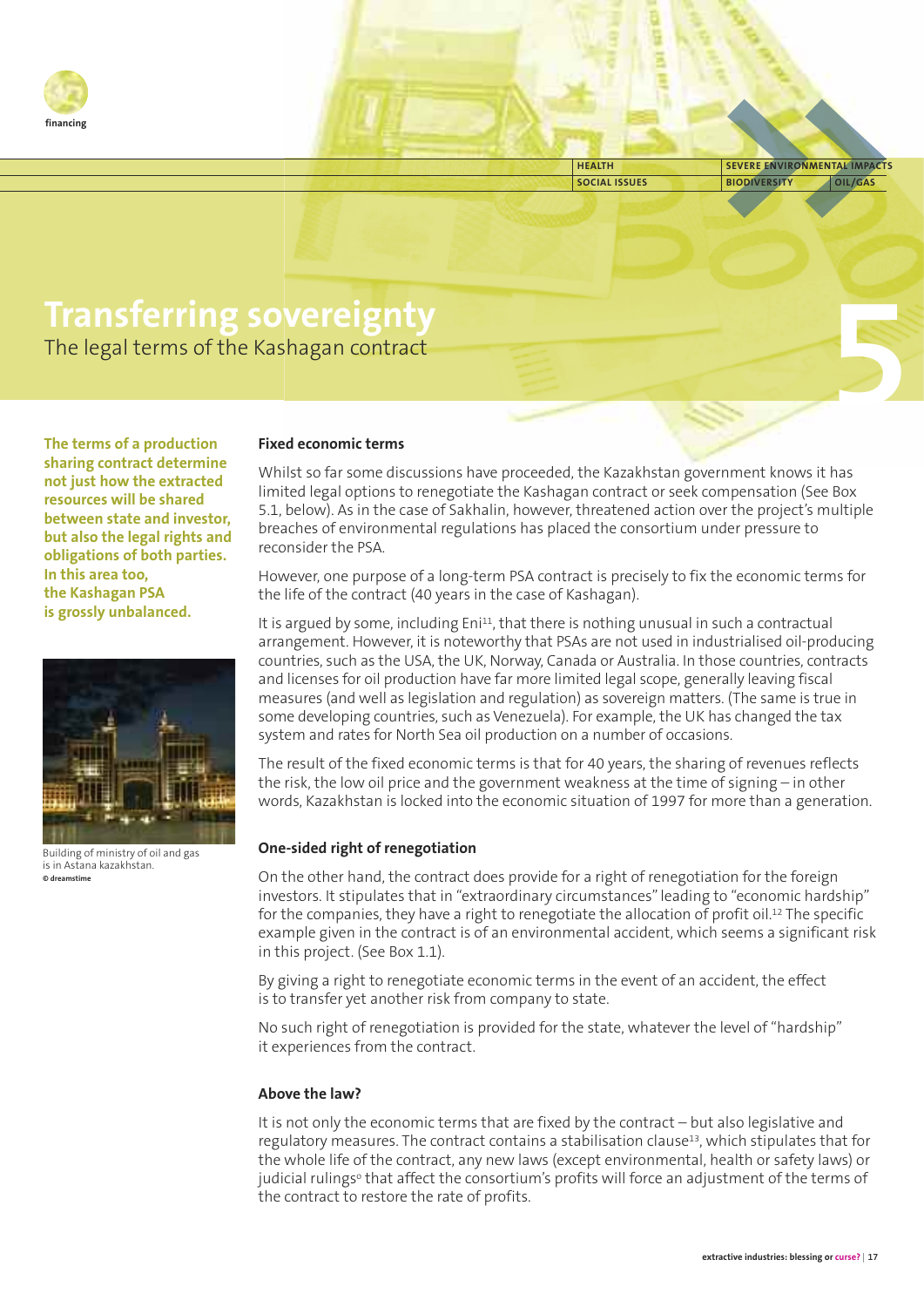# Transferring sovereignty

The legal terms of the Kashagan contract

**The terms of a production sharing contract determine not just how the extracted resources will be shared between state and investor, but also the legal rights and obligations of both parties. In this area too, the Kashagan PSA is grossly unbalanced.**

Building of ministry of oil and gas is in Astana kazakhstan.
© dreamstime

### Fixed economic terms

Whilst so far some discussions have proceeded, the Kazakhstan government knows it has limited legal options to renegotiate the Kashagan contract or seek compensation (See Box 5.1, below). As in the case of Sakhalin, however, threatened action over the project's multiple breaches of environmental regulations has placed the consortium under pressure to reconsider the PSA.

However, one purpose of a long-term PSA contract is precisely to fix the economic terms for the life of the contract (40 years in the case of Kashagan).

It is argued by some, including Eni[11], that there is nothing unusual in such a contractual arrangement. However, it is noteworthy that PSAs are not used in industrialised oil-producing countries, such as the USA, the UK, Norway, Canada or Australia. In those countries, contracts and licenses for oil production have far more limited legal scope, generally leaving fiscal measures (and well as legislation and regulation) as sovereign matters. (The same is true in some developing countries, such as Venezuela). For example, the UK has changed the tax system and rates for North Sea oil production on a number of occasions.

The result of the fixed economic terms is that for 40 years, the sharing of revenues reflects the risk, the low oil price and the government weakness at the time of signing – in other words, Kazakhstan is locked into the economic situation of 1997 for more than a generation.

### One-sided right of renegotiation

On the other hand, the contract does provide for a right of renegotiation for the foreign investors. It stipulates that in "extraordinary circumstances" leading to "economic hardship" for the companies, they have a right to renegotiate the allocation of profit oil.[12] The specific example given in the contract is of an environmental accident, which seems a significant risk in this project. (See Box 1.1).

By giving a right to renegotiate economic terms in the event of an accident, the effect is to transfer yet another risk from company to state.

No such right of renegotiation is provided for the state, whatever the level of "hardship" it experiences from the contract.

### Above the law?

It is not only the economic terms that are fixed by the contract – but also legislative and regulatory measures. The contract contains a stabilisation clause[13], which stipulates that for the whole life of the contract, any new laws (except environmental, health or safety laws) or judicial rulings[o] that affect the consortium's profits will force an adjustment of the terms of the contract to restore the rate of profits.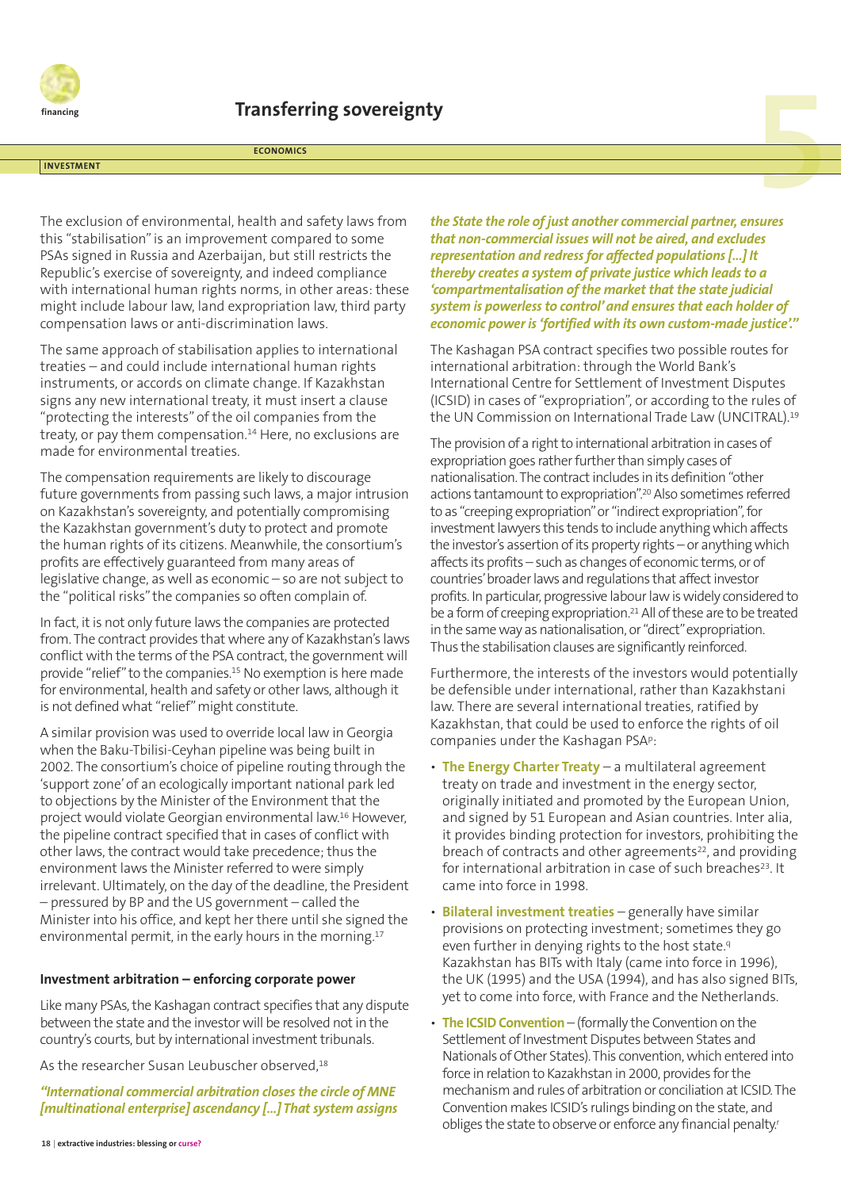## Transferring sovereignty

The exclusion of environmental, health and safety laws from this "stabilisation" is an improvement compared to some PSAs signed in Russia and Azerbaijan, but still restricts the Republic's exercise of sovereignty, and indeed compliance with international human rights norms, in other areas: these might include labour law, land expropriation law, third party compensation laws or anti-discrimination laws.

The same approach of stabilisation applies to international treaties – and could include international human rights instruments, or accords on climate change. If Kazakhstan signs any new international treaty, it must insert a clause "protecting the interests" of the oil companies from the treaty, or pay them compensation.[14] Here, no exclusions are made for environmental treaties.

The compensation requirements are likely to discourage future governments from passing such laws, a major intrusion on Kazakhstan's sovereignty, and potentially compromising the Kazakhstan government's duty to protect and promote the human rights of its citizens. Meanwhile, the consortium's profits are effectively guaranteed from many areas of legislative change, as well as economic – so are not subject to the "political risks" the companies so often complain of.

In fact, it is not only future laws the companies are protected from. The contract provides that where any of Kazakhstan's laws conflict with the terms of the PSA contract, the government will provide "relief" to the companies.[15] No exemption is here made for environmental, health and safety or other laws, although it is not defined what "relief" might constitute.

A similar provision was used to override local law in Georgia when the Baku-Tbilisi-Ceyhan pipeline was being built in 2002. The consortium's choice of pipeline routing through the 'support zone' of an ecologically important national park led to objections by the Minister of the Environment that the project would violate Georgian environmental law.[16] However, the pipeline contract specified that in cases of conflict with other laws, the contract would take precedence; thus the environment laws the Minister referred to were simply irrelevant. Ultimately, on the day of the deadline, the President – pressured by BP and the US government – called the Minister into his office, and kept her there until she signed the environmental permit, in the early hours in the morning.[17]

### Investment arbitration – enforcing corporate power

Like many PSAs, the Kashagan contract specifies that any dispute between the state and the investor will be resolved not in the country's courts, but by international investment tribunals.

As the researcher Susan Leubuscher observed,[18]

***"International commercial arbitration closes the circle of MNE [multinational enterprise] ascendancy [...] That system assigns the State the role of just another commercial partner, ensures that non-commercial issues will not be aired, and excludes representation and redress for affected populations [...] It thereby creates a system of private justice which leads to a 'compartmentalisation of the market that the state judicial system is powerless to control' and ensures that each holder of economic power is 'fortified with its own custom-made justice'."***

The Kashagan PSA contract specifies two possible routes for international arbitration: through the World Bank's International Centre for Settlement of Investment Disputes (ICSID) in cases of "expropriation", or according to the rules of the UN Commission on International Trade Law (UNCITRAL).[19]

The provision of a right to international arbitration in cases of expropriation goes rather further than simply cases of nationalisation. The contract includes in its definition "other actions tantamount to expropriation".[20] Also sometimes referred to as "creeping expropriation" or "indirect expropriation", for investment lawyers this tends to include anything which affects the investor's assertion of its property rights – or anything which affects its profits – such as changes of economic terms, or of countries' broader laws and regulations that affect investor profits. In particular, progressive labour law is widely considered to be a form of creeping expropriation.[21] All of these are to be treated in the same way as nationalisation, or "direct" expropriation. Thus the stabilisation clauses are significantly reinforced.

Furthermore, the interests of the investors would potentially be defensible under international, rather than Kazakhstani law. There are several international treaties, ratified by Kazakhstan, that could be used to enforce the rights of oil companies under the Kashagan PSA[p]:

- **The Energy Charter Treaty** – a multilateral agreement treaty on trade and investment in the energy sector, originally initiated and promoted by the European Union, and signed by 51 European and Asian countries. Inter alia, it provides binding protection for investors, prohibiting the breach of contracts and other agreements[22], and providing for international arbitration in case of such breaches[23]. It came into force in 1998.
- **Bilateral investment treaties** – generally have similar provisions on protecting investment; sometimes they go even further in denying rights to the host state.[q] Kazakhstan has BITs with Italy (came into force in 1996), the UK (1995) and the USA (1994), and has also signed BITs, yet to come into force, with France and the Netherlands.
- **The ICSID Convention** – (formally the Convention on the Settlement of Investment Disputes between States and Nationals of Other States). This convention, which entered into force in relation to Kazakhstan in 2000, provides for the mechanism and rules of arbitration or conciliation at ICSID. The Convention makes ICSID's rulings binding on the state, and obliges the state to observe or enforce any financial penalty.[r]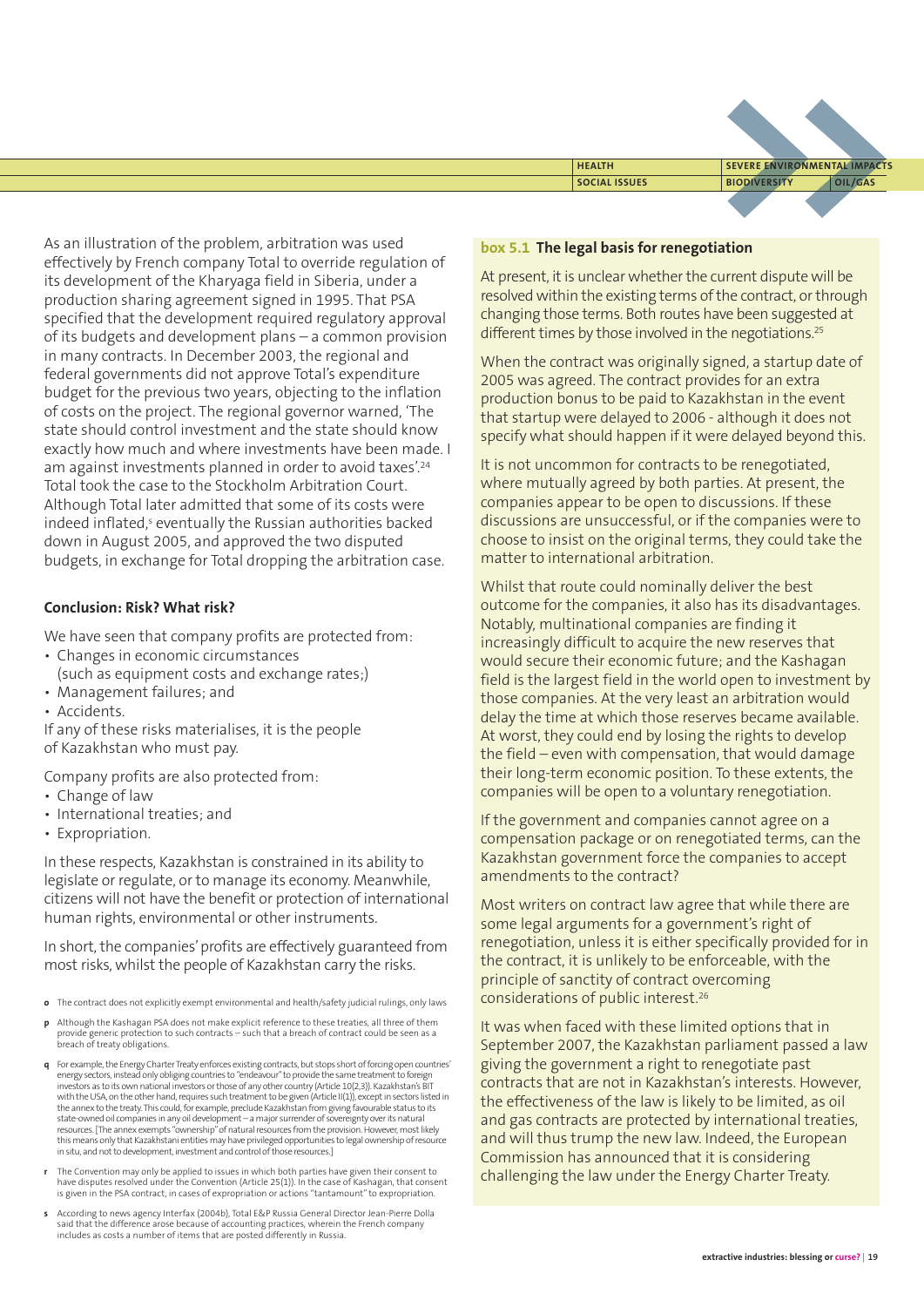As an illustration of the problem, arbitration was used effectively by French company Total to override regulation of its development of the Kharyaga field in Siberia, under a production sharing agreement signed in 1995. That PSA specified that the development required regulatory approval of its budgets and development plans – a common provision in many contracts. In December 2003, the regional and federal governments did not approve Total's expenditure budget for the previous two years, objecting to the inflation of costs on the project. The regional governor warned, 'The state should control investment and the state should know exactly how much and where investments have been made. I am against investments planned in order to avoid taxes'.[24] Total took the case to the Stockholm Arbitration Court. Although Total later admitted that some of its costs were indeed inflated,[s] eventually the Russian authorities backed down in August 2005, and approved the two disputed budgets, in exchange for Total dropping the arbitration case.

### Conclusion: Risk? What risk?

We have seen that company profits are protected from:

- Changes in economic circumstances (such as equipment costs and exchange rates;)
- Management failures; and
- Accidents.

If any of these risks materialises, it is the people of Kazakhstan who must pay.

Company profits are also protected from:

- Change of law
- International treaties; and
- Expropriation.

In these respects, Kazakhstan is constrained in its ability to legislate or regulate, or to manage its economy. Meanwhile, citizens will not have the benefit or protection of international human rights, environmental or other instruments.

In short, the companies' profits are effectively guaranteed from most risks, whilst the people of Kazakhstan carry the risks.

**o** The contract does not explicitly exempt environmental and health/safety judicial rulings, only laws

**p** Although the Kashagan PSA does not make explicit reference to these treaties, all three of them provide generic protection to such contracts – such that a breach of contract could be seen as a breach of treaty obligations.

**q** For example, the Energy Charter Treaty enforces existing contracts, but stops short of forcing open countries' energy sectors, instead only obliging countries to "endeavour" to provide the same treatment to foreign investors as to its own national investors or those of any other country (Article 10(2,3)). Kazakhstan's BIT with the USA, on the other hand, requires such treatment to be given (Article II(1)), except in sectors listed in the annex to the treaty. This could, for example, preclude Kazakhstan from giving favourable status to its state-owned oil companies in any oil development – a major surrender of sovereignty over its natural resources. [The annex exempts "ownership" of natural resources from the provision. However, most likely this means only that Kazakhstani entities may have privileged opportunities to legal ownership of resource in situ, and not to development, investment and control of those resources.]

**r** The Convention may only be applied to issues in which both parties have given their consent to have disputes resolved under the Convention (Article 25(1)). In the case of Kashagan, that consent is given in the PSA contract, in cases of expropriation or actions "tantamount" to expropriation.

**s** According to news agency Interfax (2004b), Total E&P Russia General Director Jean-Pierre Dolla said that the difference arose because of accounting practices, wherein the French company includes as costs a number of items that are posted differently in Russia.

### box 5.1 The legal basis for renegotiation

At present, it is unclear whether the current dispute will be resolved within the existing terms of the contract, or through changing those terms. Both routes have been suggested at different times by those involved in the negotiations.[25]

When the contract was originally signed, a startup date of 2005 was agreed. The contract provides for an extra production bonus to be paid to Kazakhstan in the event that startup were delayed to 2006 - although it does not specify what should happen if it were delayed beyond this.

It is not uncommon for contracts to be renegotiated, where mutually agreed by both parties. At present, the companies appear to be open to discussions. If these discussions are unsuccessful, or if the companies were to choose to insist on the original terms, they could take the matter to international arbitration.

Whilst that route could nominally deliver the best outcome for the companies, it also has its disadvantages. Notably, multinational companies are finding it increasingly difficult to acquire the new reserves that would secure their economic future; and the Kashagan field is the largest field in the world open to investment by those companies. At the very least an arbitration would delay the time at which those reserves became available. At worst, they could end by losing the rights to develop the field – even with compensation, that would damage their long-term economic position. To these extents, the companies will be open to a voluntary renegotiation.

If the government and companies cannot agree on a compensation package or on renegotiated terms, can the Kazakhstan government force the companies to accept amendments to the contract?

Most writers on contract law agree that while there are some legal arguments for a government's right of renegotiation, unless it is either specifically provided for in the contract, it is unlikely to be enforceable, with the principle of sanctity of contract overcoming considerations of public interest.[26]

It was when faced with these limited options that in September 2007, the Kazakhstan parliament passed a law giving the government a right to renegotiate past contracts that are not in Kazakhstan's interests. However, the effectiveness of the law is likely to be limited, as oil and gas contracts are protected by international treaties, and will thus trump the new law. Indeed, the European Commission has announced that it is considering challenging the law under the Energy Charter Treaty.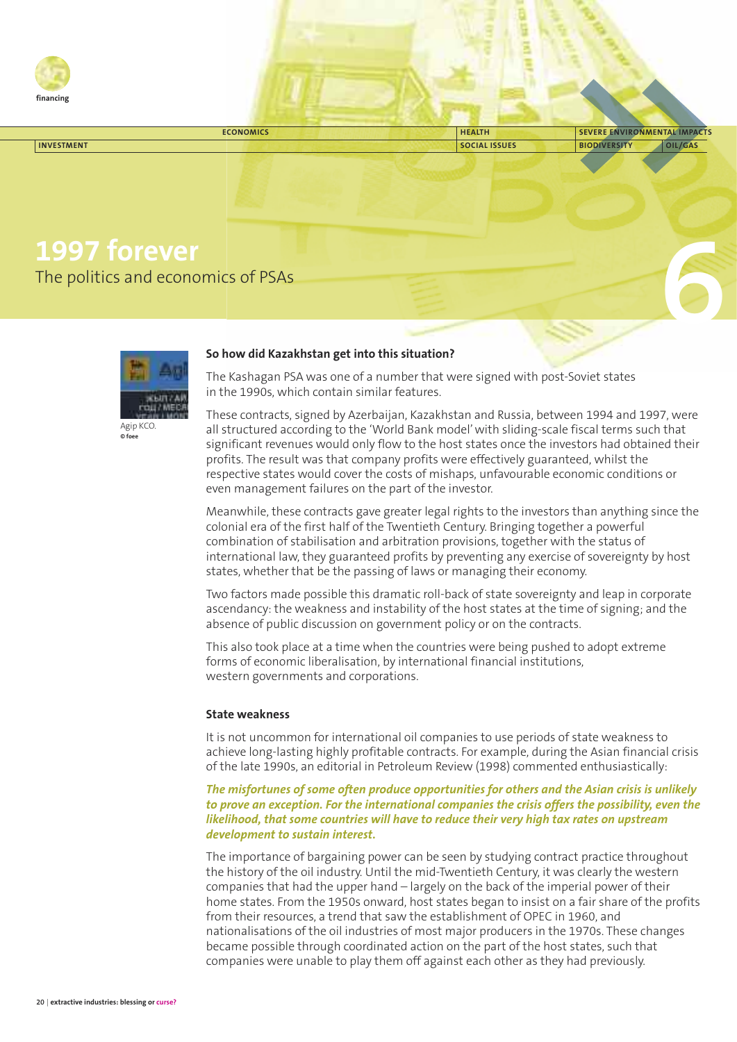financing

ECONOMICS | HEALTH | SEVERE ENVIRONMENTAL IMPACTS
INVESTMENT | SOCIAL ISSUES | BIODIVERSITY | OIL/GAS

# 1997 forever

## The politics and economics of PSAs

6

Agip KCO.
© foee

### So how did Kazakhstan get into this situation?

The Kashagan PSA was one of a number that were signed with post-Soviet states in the 1990s, which contain similar features.

These contracts, signed by Azerbaijan, Kazakhstan and Russia, between 1994 and 1997, were all structured according to the 'World Bank model' with sliding-scale fiscal terms such that significant revenues would only flow to the host states once the investors had obtained their profits. The result was that company profits were effectively guaranteed, whilst the respective states would cover the costs of mishaps, unfavourable economic conditions or even management failures on the part of the investor.

Meanwhile, these contracts gave greater legal rights to the investors than anything since the colonial era of the first half of the Twentieth Century. Bringing together a powerful combination of stabilisation and arbitration provisions, together with the status of international law, they guaranteed profits by preventing any exercise of sovereignty by host states, whether that be the passing of laws or managing their economy.

Two factors made possible this dramatic roll-back of state sovereignty and leap in corporate ascendancy: the weakness and instability of the host states at the time of signing; and the absence of public discussion on government policy or on the contracts.

This also took place at a time when the countries were being pushed to adopt extreme forms of economic liberalisation, by international financial institutions, western governments and corporations.

### State weakness

It is not uncommon for international oil companies to use periods of state weakness to achieve long-lasting highly profitable contracts. For example, during the Asian financial crisis of the late 1990s, an editorial in Petroleum Review (1998) commented enthusiastically:

***The misfortunes of some often produce opportunities for others and the Asian crisis is unlikely to prove an exception. For the international companies the crisis offers the possibility, even the likelihood, that some countries will have to reduce their very high tax rates on upstream development to sustain interest.***

The importance of bargaining power can be seen by studying contract practice throughout the history of the oil industry. Until the mid-Twentieth Century, it was clearly the western companies that had the upper hand – largely on the back of the imperial power of their home states. From the 1950s onward, host states began to insist on a fair share of the profits from their resources, a trend that saw the establishment of OPEC in 1960, and nationalisations of the oil industries of most major producers in the 1970s. These changes became possible through coordinated action on the part of the host states, such that companies were unable to play them off against each other as they had previously.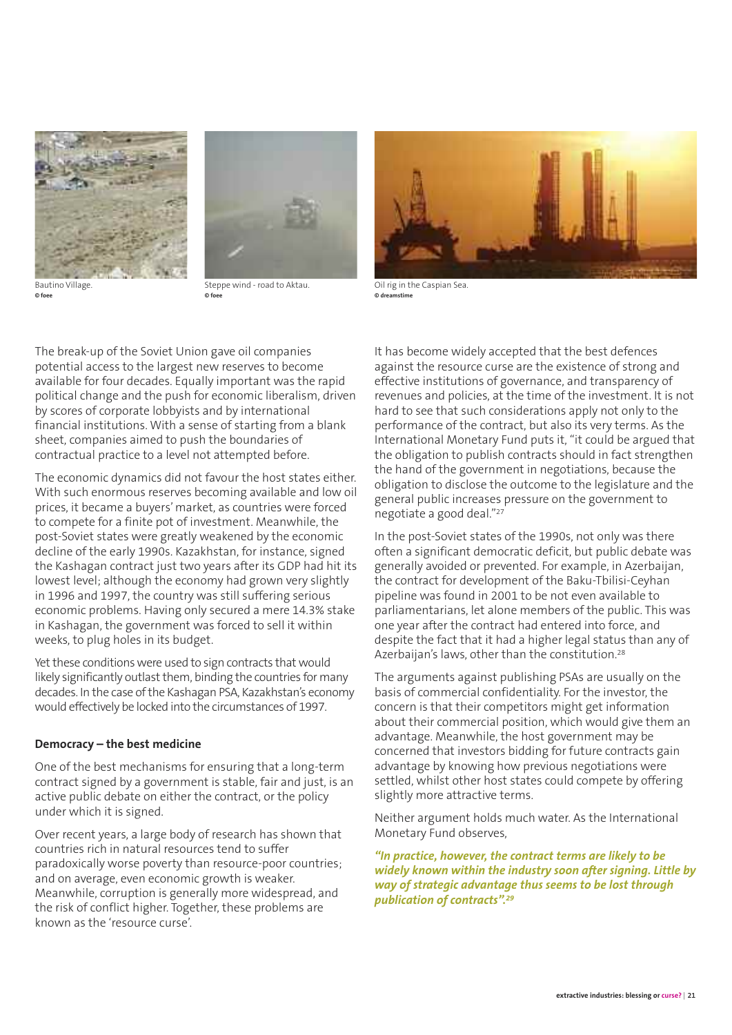Bautino Village.
© foee

Steppe wind - road to Aktau.
© foee

Oil rig in the Caspian Sea.
© dreamstime

The break-up of the Soviet Union gave oil companies potential access to the largest new reserves to become available for four decades. Equally important was the rapid political change and the push for economic liberalism, driven by scores of corporate lobbyists and by international financial institutions. With a sense of starting from a blank sheet, companies aimed to push the boundaries of contractual practice to a level not attempted before.

The economic dynamics did not favour the host states either. With such enormous reserves becoming available and low oil prices, it became a buyers' market, as countries were forced to compete for a finite pot of investment. Meanwhile, the post-Soviet states were greatly weakened by the economic decline of the early 1990s. Kazakhstan, for instance, signed the Kashagan contract just two years after its GDP had hit its lowest level; although the economy had grown very slightly in 1996 and 1997, the country was still suffering serious economic problems. Having only secured a mere 14.3% stake in Kashagan, the government was forced to sell it within weeks, to plug holes in its budget.

Yet these conditions were used to sign contracts that would likely significantly outlast them, binding the countries for many decades. In the case of the Kashagan PSA, Kazakhstan's economy would effectively be locked into the circumstances of 1997.

**Democracy – the best medicine**

One of the best mechanisms for ensuring that a long-term contract signed by a government is stable, fair and just, is an active public debate on either the contract, or the policy under which it is signed.

Over recent years, a large body of research has shown that countries rich in natural resources tend to suffer paradoxically worse poverty than resource-poor countries; and on average, even economic growth is weaker. Meanwhile, corruption is generally more widespread, and the risk of conflict higher. Together, these problems are known as the 'resource curse'.

It has become widely accepted that the best defences against the resource curse are the existence of strong and effective institutions of governance, and transparency of revenues and policies, at the time of the investment. It is not hard to see that such considerations apply not only to the performance of the contract, but also its very terms. As the International Monetary Fund puts it, "it could be argued that the obligation to publish contracts should in fact strengthen the hand of the government in negotiations, because the obligation to disclose the outcome to the legislature and the general public increases pressure on the government to negotiate a good deal."[27]

In the post-Soviet states of the 1990s, not only was there often a significant democratic deficit, but public debate was generally avoided or prevented. For example, in Azerbaijan, the contract for development of the Baku-Tbilisi-Ceyhan pipeline was found in 2001 to be not even available to parliamentarians, let alone members of the public. This was one year after the contract had entered into force, and despite the fact that it had a higher legal status than any of Azerbaijan's laws, other than the constitution.[28]

The arguments against publishing PSAs are usually on the basis of commercial confidentiality. For the investor, the concern is that their competitors might get information about their commercial position, which would give them an advantage. Meanwhile, the host government may be concerned that investors bidding for future contracts gain advantage by knowing how previous negotiations were settled, whilst other host states could compete by offering slightly more attractive terms.

Neither argument holds much water. As the International Monetary Fund observes,

***"In practice, however, the contract terms are likely to be widely known within the industry soon after signing. Little by way of strategic advantage thus seems to be lost through publication of contracts".[29]***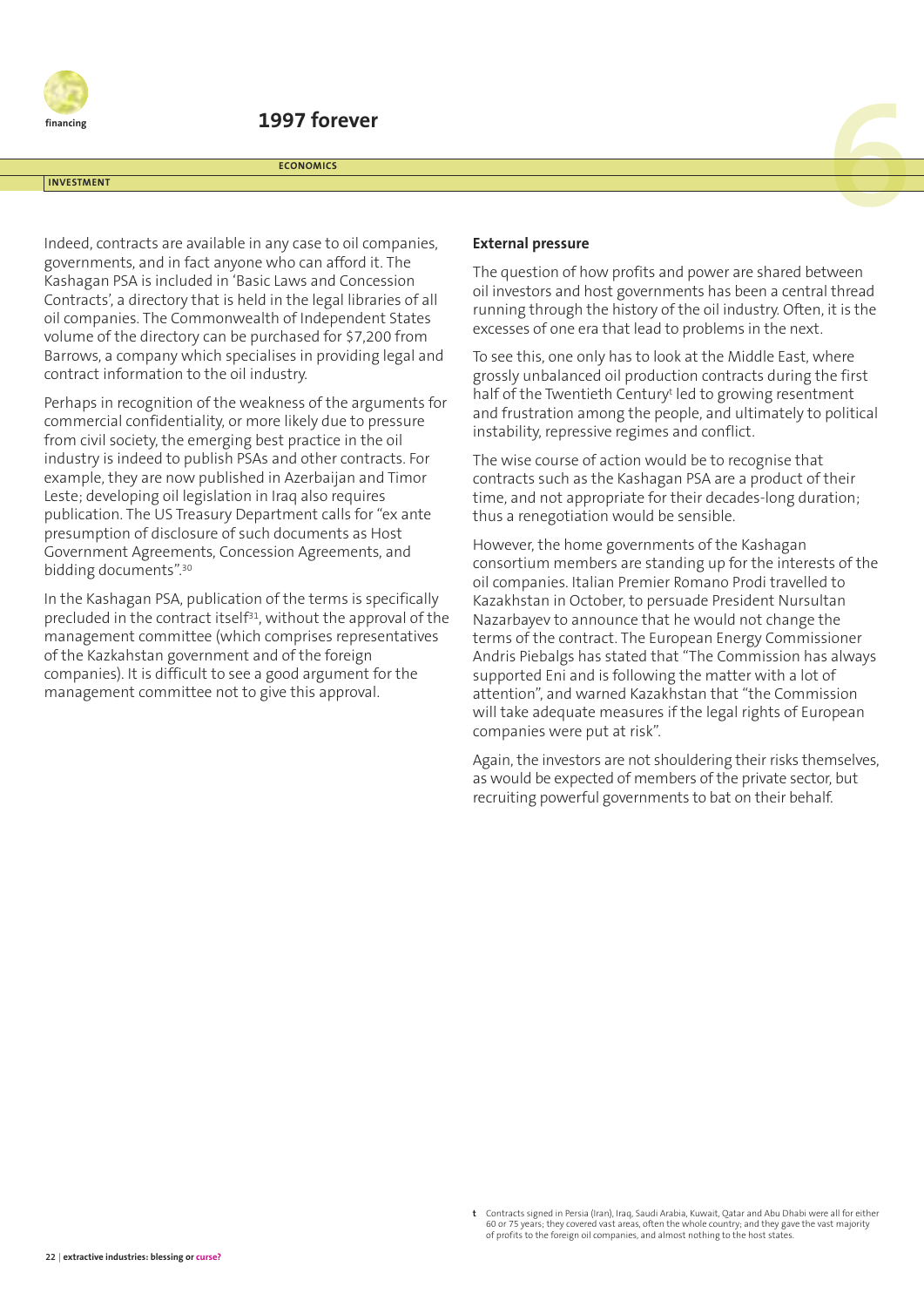Indeed, contracts are available in any case to oil companies, governments, and in fact anyone who can afford it. The Kashagan PSA is included in 'Basic Laws and Concession Contracts', a directory that is held in the legal libraries of all oil companies. The Commonwealth of Independent States volume of the directory can be purchased for $7,200 from Barrows, a company which specialises in providing legal and contract information to the oil industry.

Perhaps in recognition of the weakness of the arguments for commercial confidentiality, or more likely due to pressure from civil society, the emerging best practice in the oil industry is indeed to publish PSAs and other contracts. For example, they are now published in Azerbaijan and Timor Leste; developing oil legislation in Iraq also requires publication. The US Treasury Department calls for "ex ante presumption of disclosure of such documents as Host Government Agreements, Concession Agreements, and bidding documents".[30]

In the Kashagan PSA, publication of the terms is specifically precluded in the contract itself[31], without the approval of the management committee (which comprises representatives of the Kazkahstan government and of the foreign companies). It is difficult to see a good argument for the management committee not to give this approval.

### External pressure

The question of how profits and power are shared between oil investors and host governments has been a central thread running through the history of the oil industry. Often, it is the excesses of one era that lead to problems in the next.

To see this, one only has to look at the Middle East, where grossly unbalanced oil production contracts during the first half of the Twentieth Century[t] led to growing resentment and frustration among the people, and ultimately to political instability, repressive regimes and conflict.

The wise course of action would be to recognise that contracts such as the Kashagan PSA are a product of their time, and not appropriate for their decades-long duration; thus a renegotiation would be sensible.

However, the home governments of the Kashagan consortium members are standing up for the interests of the oil companies. Italian Premier Romano Prodi travelled to Kazakhstan in October, to persuade President Nursultan Nazarbayev to announce that he would not change the terms of the contract. The European Energy Commissioner Andris Piebalgs has stated that "The Commission has always supported Eni and is following the matter with a lot of attention", and warned Kazakhstan that "the Commission will take adequate measures if the legal rights of European companies were put at risk".

Again, the investors are not shouldering their risks themselves, as would be expected of members of the private sector, but recruiting powerful governments to bat on their behalf.

t Contracts signed in Persia (Iran), Iraq, Saudi Arabia, Kuwait, Qatar and Abu Dhabi were all for either 60 or 75 years; they covered vast areas, often the whole country; and they gave the vast majority of profits to the foreign oil companies, and almost nothing to the host states.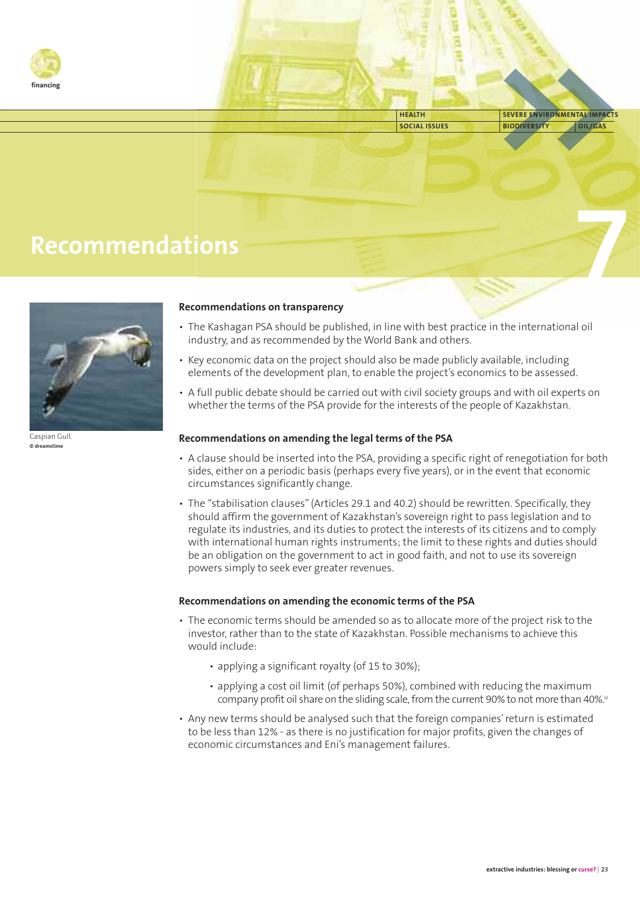# Recommendations

Caspian Gull.
© dreamstime

### Recommendations on transparency

- The Kashagan PSA should be published, in line with best practice in the international oil industry, and as recommended by the World Bank and others.
- Key economic data on the project should also be made publicly available, including elements of the development plan, to enable the project's economics to be assessed.
- A full public debate should be carried out with civil society groups and with oil experts on whether the terms of the PSA provide for the interests of the people of Kazakhstan.

### Recommendations on amending the legal terms of the PSA

- A clause should be inserted into the PSA, providing a specific right of renegotiation for both sides, either on a periodic basis (perhaps every five years), or in the event that economic circumstances significantly change.
- The "stabilisation clauses" (Articles 29.1 and 40.2) should be rewritten. Specifically, they should affirm the government of Kazakhstan's sovereign right to pass legislation and to regulate its industries, and its duties to protect the interests of its citizens and to comply with international human rights instruments; the limit to these rights and duties should be an obligation on the government to act in good faith, and not to use its sovereign powers simply to seek ever greater revenues.

### Recommendations on amending the economic terms of the PSA

- The economic terms should be amended so as to allocate more of the project risk to the investor, rather than to the state of Kazakhstan. Possible mechanisms to achieve this would include:
  - applying a significant royalty (of 15 to 30%);
  - applying a cost oil limit (of perhaps 50%), combined with reducing the maximum company profit oil share on the sliding scale, from the current 90% to not more than 40%.[u]
- Any new terms should be analysed such that the foreign companies' return is estimated to be less than 12% - as there is no justification for major profits, given the changes of economic circumstances and Eni's management failures.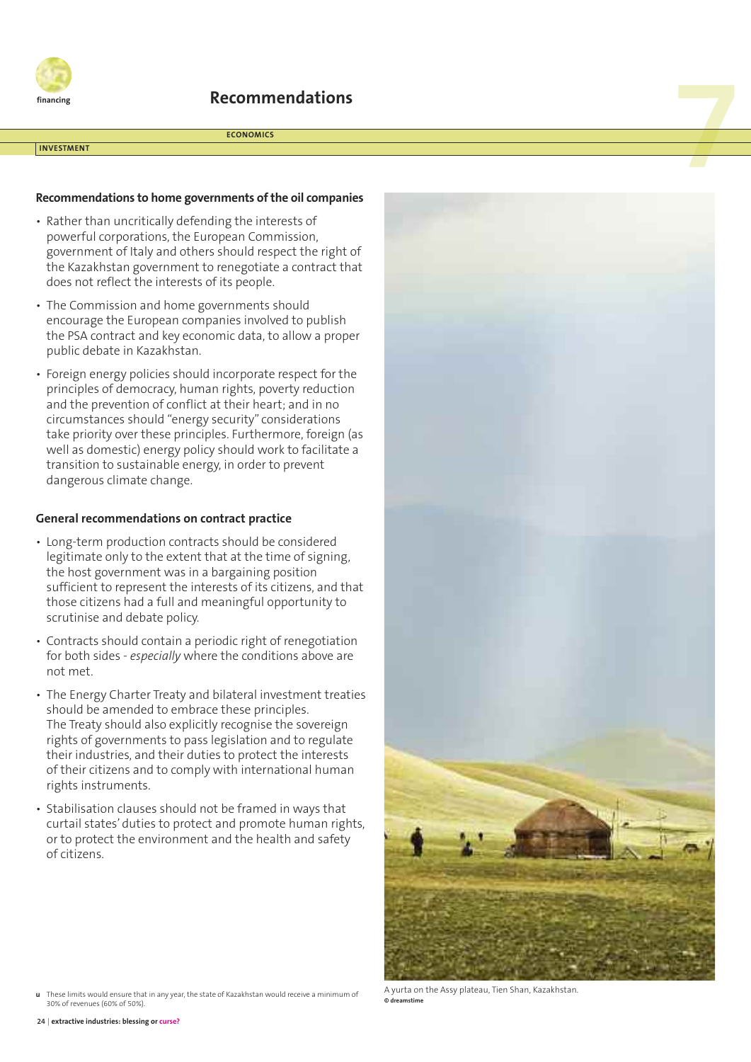# Recommendations

### Recommendations to home governments of the oil companies

- Rather than uncritically defending the interests of powerful corporations, the European Commission, government of Italy and others should respect the right of the Kazakhstan government to renegotiate a contract that does not reflect the interests of its people.
- The Commission and home governments should encourage the European companies involved to publish the PSA contract and key economic data, to allow a proper public debate in Kazakhstan.
- Foreign energy policies should incorporate respect for the principles of democracy, human rights, poverty reduction and the prevention of conflict at their heart; and in no circumstances should "energy security" considerations take priority over these principles. Furthermore, foreign (as well as domestic) energy policy should work to facilitate a transition to sustainable energy, in order to prevent dangerous climate change.

### General recommendations on contract practice

- Long-term production contracts should be considered legitimate only to the extent that at the time of signing, the host government was in a bargaining position sufficient to represent the interests of its citizens, and that those citizens had a full and meaningful opportunity to scrutinise and debate policy.
- Contracts should contain a periodic right of renegotiation for both sides - *especially* where the conditions above are not met.
- The Energy Charter Treaty and bilateral investment treaties should be amended to embrace these principles. The Treaty should also explicitly recognise the sovereign rights of governments to pass legislation and to regulate their industries, and their duties to protect the interests of their citizens and to comply with international human rights instruments.
- Stabilisation clauses should not be framed in ways that curtail states' duties to protect and promote human rights, or to protect the environment and the health and safety of citizens.

A yurta on the Assy plateau, Tien Shan, Kazakhstan.
© dreamstime

u These limits would ensure that in any year, the state of Kazakhstan would receive a minimum of 30% of revenues (60% of 50%).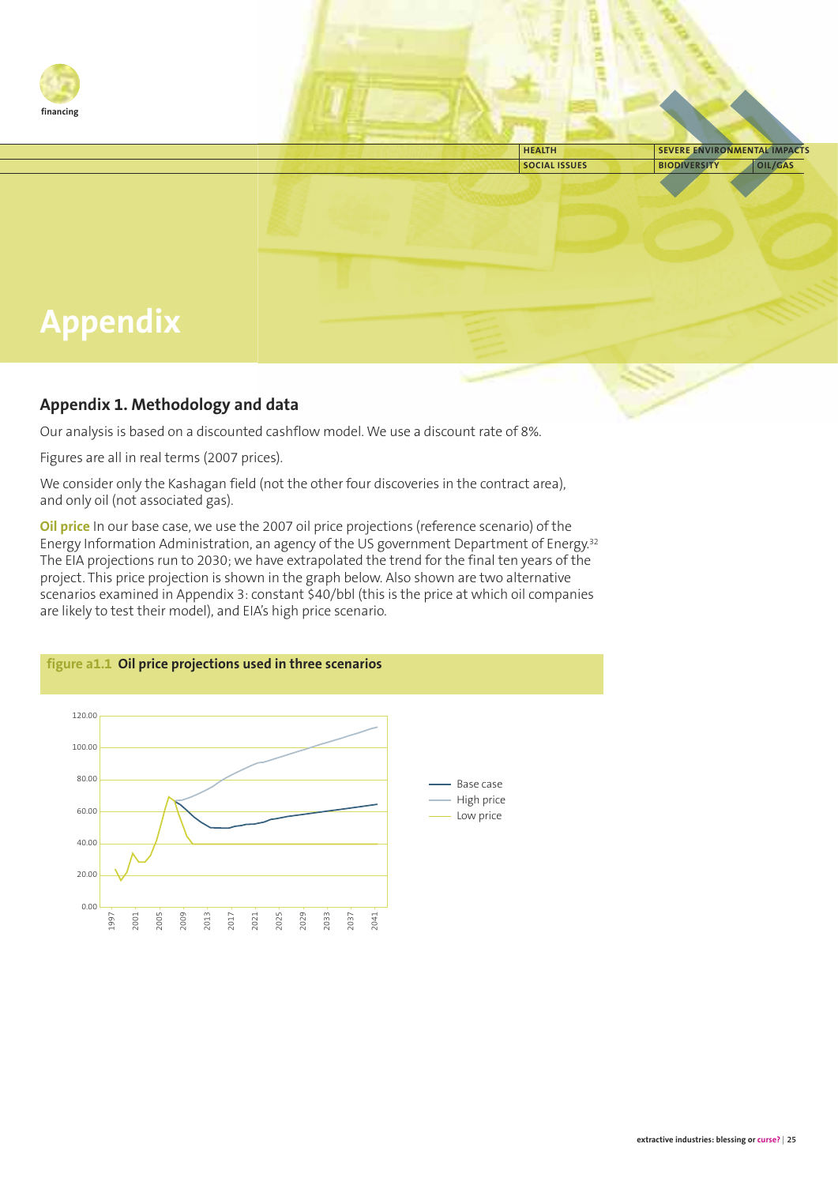# Appendix

## Appendix 1. Methodology and data

Our analysis is based on a discounted cashflow model. We use a discount rate of 8%.

Figures are all in real terms (2007 prices).

We consider only the Kashagan field (not the other four discoveries in the contract area), and only oil (not associated gas).

**Oil price** In our base case, we use the 2007 oil price projections (reference scenario) of the Energy Information Administration, an agency of the US government Department of Energy.[32] The EIA projections run to 2030; we have extrapolated the trend for the final ten years of the project. This price projection is shown in the graph below. Also shown are two alternative scenarios examined in Appendix 3: constant $40/bbl (this is the price at which oil companies are likely to test their model), and EIA's high price scenario.

**figure a1.1 Oil price projections used in three scenarios**

Legend: Base case; High price; Low price

Y-axis: 0.00, 20.00, 40.00, 60.00, 80.00, 100.00, 120.00

X-axis: 1997, 2001, 2005, 2009, 2013, 2017, 2021, 2025, 2029, 2033, 2037, 2041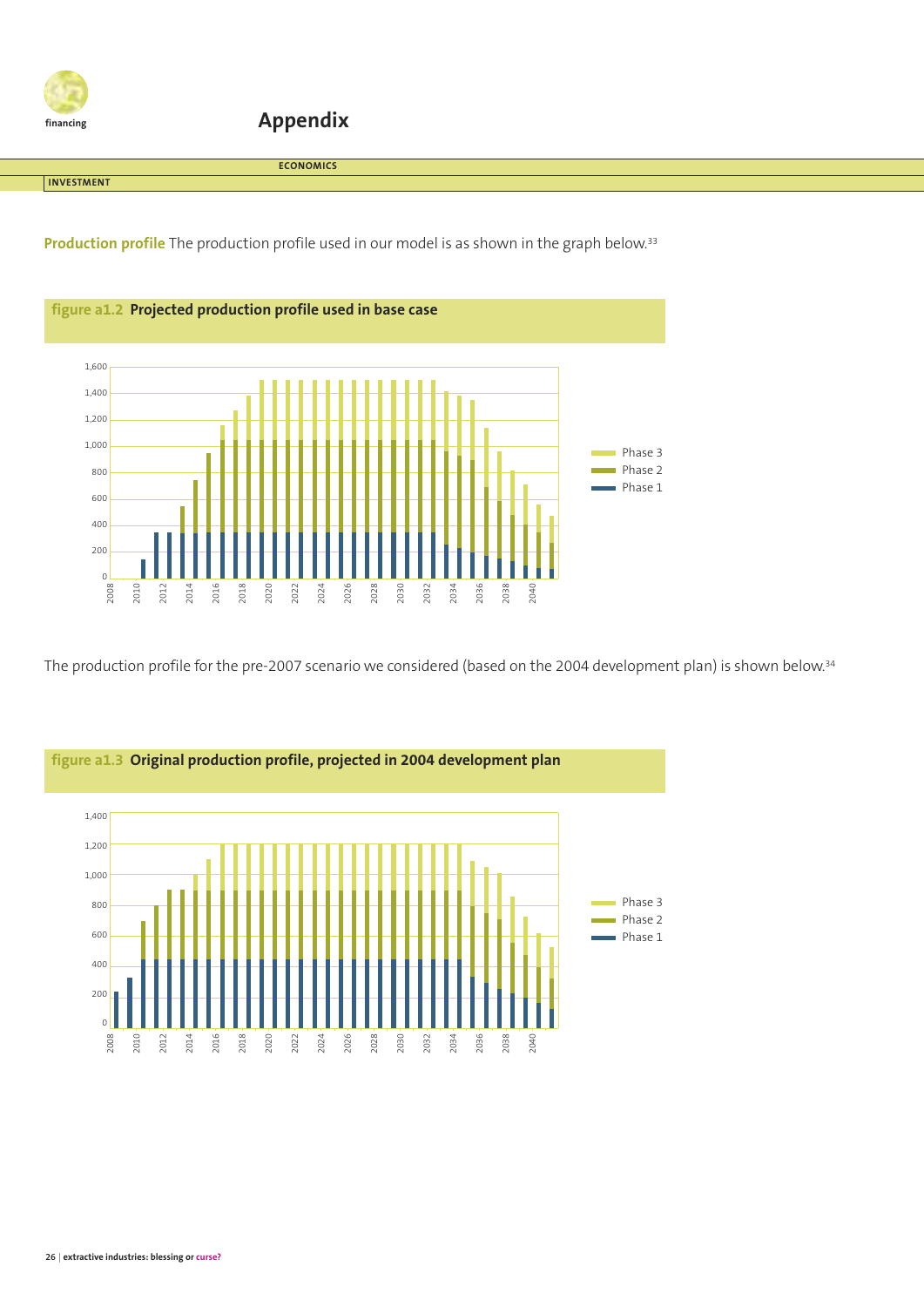# Appendix

ECONOMICS

INVESTMENT

**Production profile** The production profile used in our model is as shown in the graph below.[33]

**figure a1.2 Projected production profile used in base case**

The production profile for the pre-2007 scenario we considered (based on the 2004 development plan) is shown below.[34]

**figure a1.3 Original production profile, projected in 2004 development plan**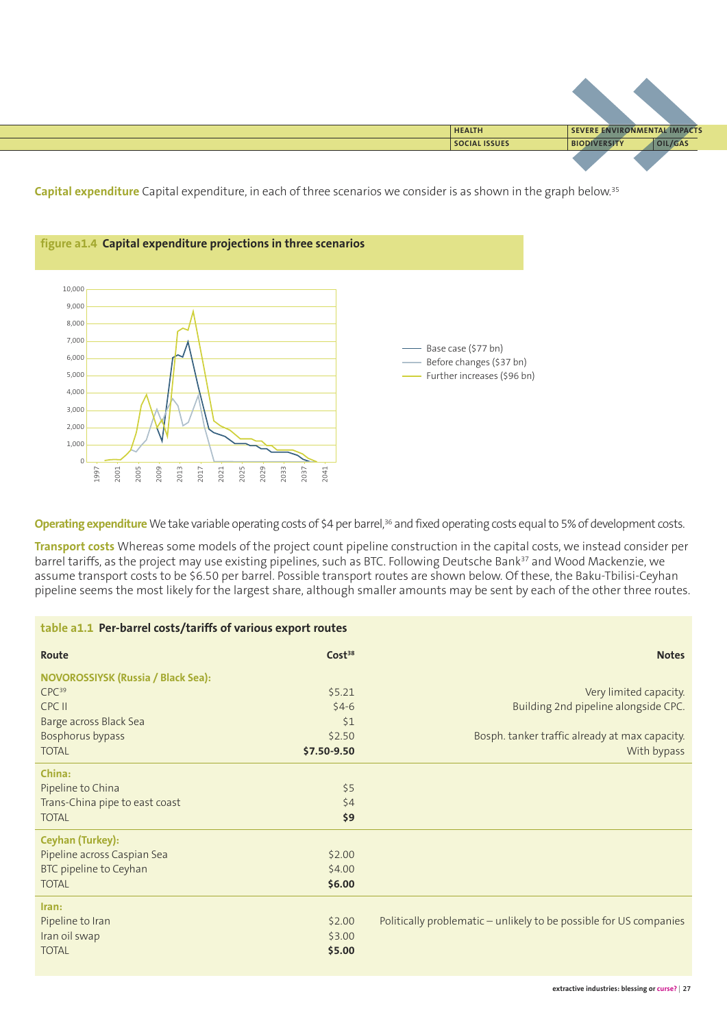**Capital expenditure** Capital expenditure, in each of three scenarios we consider is as shown in the graph below.[35]

**figure a1.4 Capital expenditure projections in three scenarios**

Base case ($77 bn)
Before changes ($37 bn)
Further increases ($96 bn)

**Operating expenditure** We take variable operating costs of $4 per barrel,[36] and fixed operating costs equal to 5% of development costs.

**Transport costs** Whereas some models of the project count pipeline construction in the capital costs, we instead consider per barrel tariffs, as the project may use existing pipelines, such as BTC. Following Deutsche Bank[37] and Wood Mackenzie, we assume transport costs to be $6.50 per barrel. Possible transport routes are shown below. Of these, the Baku-Tbilisi-Ceyhan pipeline seems the most likely for the largest share, although smaller amounts may be sent by each of the other three routes.

**table a1.1 Per-barrel costs/tariffs of various export routes**

| Route | Cost[38] | Notes |
|---|---|---|
| **NOVOROSSIYSK (Russia / Black Sea):** | | |
| CPC[39] | $5.21 | Very limited capacity. |
| CPC II | $4-6 | Building 2nd pipeline alongside CPC. |
| Barge across Black Sea | $1 | |
| Bosphorus bypass | $2.50 | Bosph. tanker traffic already at max capacity. |
| TOTAL | **$7.50-9.50** | With bypass |
| **China:** | | |
| Pipeline to China | $5 | |
| Trans-China pipe to east coast | $4 | |
| TOTAL | **$9** | |
| **Ceyhan (Turkey):** | | |
| Pipeline across Caspian Sea | $2.00 | |
| BTC pipeline to Ceyhan | $4.00 | |
| TOTAL | **$6.00** | |
| **Iran:** | | |
| Pipeline to Iran | $2.00 | Politically problematic – unlikely to be possible for US companies |
| Iran oil swap | $3.00 | |
| TOTAL | **$5.00** | |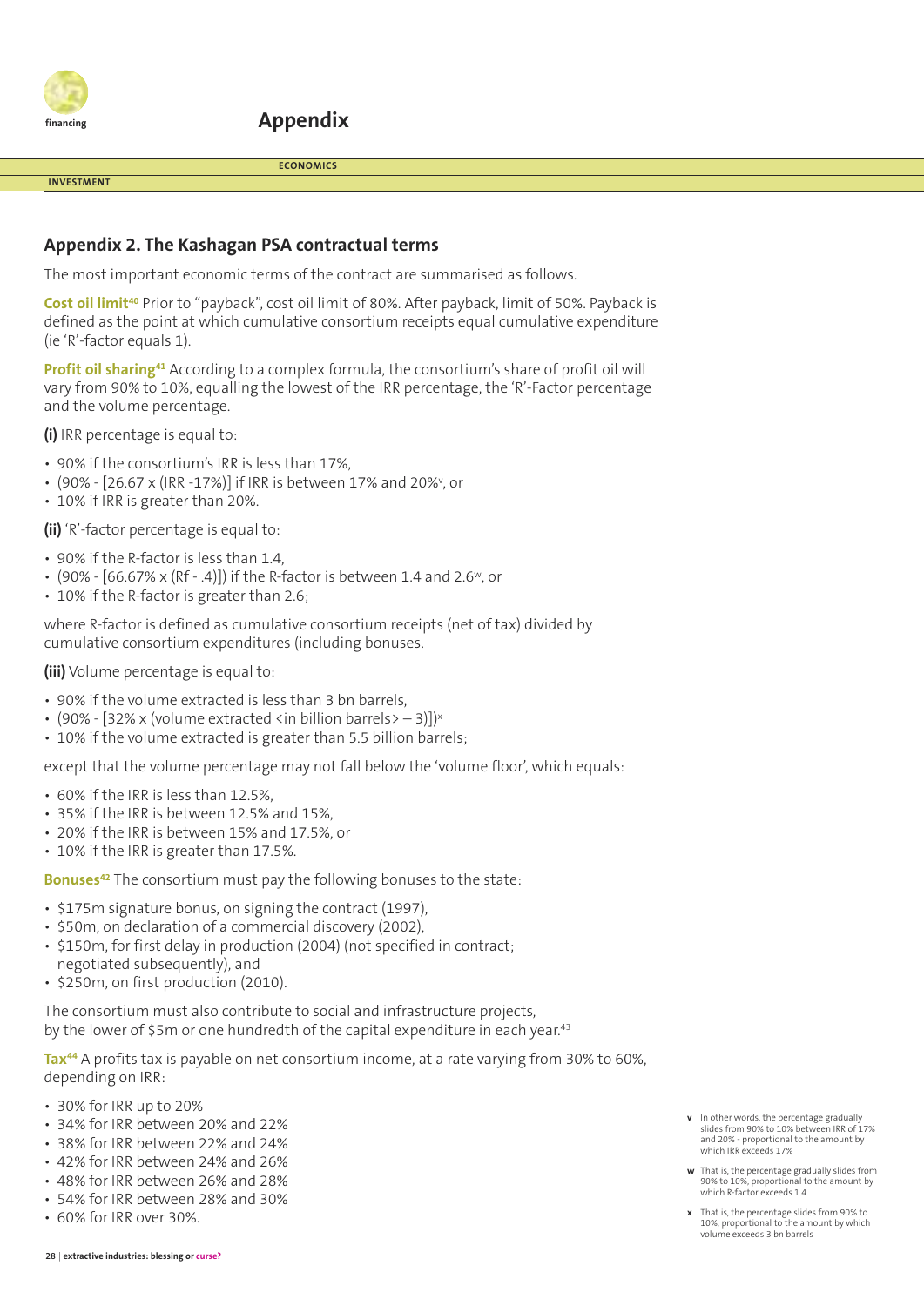# Appendix

## Appendix 2. The Kashagan PSA contractual terms

The most important economic terms of the contract are summarised as follows.

**Cost oil limit**[40] Prior to "payback", cost oil limit of 80%. After payback, limit of 50%. Payback is defined as the point at which cumulative consortium receipts equal cumulative expenditure (ie 'R'-factor equals 1).

**Profit oil sharing**[41] According to a complex formula, the consortium's share of profit oil will vary from 90% to 10%, equalling the lowest of the IRR percentage, the 'R'-Factor percentage and the volume percentage.

**(i)** IRR percentage is equal to:

- 90% if the consortium's IRR is less than 17%,
- (90% - [26.67 x (IRR -17%)] if IRR is between 17% and 20%[v], or
- 10% if IRR is greater than 20%.

**(ii)** 'R'-factor percentage is equal to:

- 90% if the R-factor is less than 1.4,
- (90% - [66.67% x (Rf - .4)]) if the R-factor is between 1.4 and 2.6[w], or
- 10% if the R-factor is greater than 2.6;

where R-factor is defined as cumulative consortium receipts (net of tax) divided by cumulative consortium expenditures (including bonuses.

**(iii)** Volume percentage is equal to:

- 90% if the volume extracted is less than 3 bn barrels,
- (90% - [32% x (volume extracted <in billion barrels> – 3)])[x]
- 10% if the volume extracted is greater than 5.5 billion barrels;

except that the volume percentage may not fall below the 'volume floor', which equals:

- 60% if the IRR is less than 12.5%,
- 35% if the IRR is between 12.5% and 15%,
- 20% if the IRR is between 15% and 17.5%, or
- 10% if the IRR is greater than 17.5%.

**Bonuses**[42] The consortium must pay the following bonuses to the state:

- \$175m signature bonus, on signing the contract (1997),
- \$50m, on declaration of a commercial discovery (2002),
- \$150m, for first delay in production (2004) (not specified in contract; negotiated subsequently), and
- \$250m, on first production (2010).

The consortium must also contribute to social and infrastructure projects, by the lower of \$5m or one hundredth of the capital expenditure in each year.[43]

**Tax**[44] A profits tax is payable on net consortium income, at a rate varying from 30% to 60%, depending on IRR:

- 30% for IRR up to 20%
- 34% for IRR between 20% and 22%
- 38% for IRR between 22% and 24%
- 42% for IRR between 24% and 26%
- 48% for IRR between 26% and 28%
- 54% for IRR between 28% and 30%
- 60% for IRR over 30%.

---

**v** In other words, the percentage gradually slides from 90% to 10% between IRR of 17% and 20% - proportional to the amount by which IRR exceeds 17%

**w** That is, the percentage gradually slides from 90% to 10%, proportional to the amount by which R-factor exceeds 1.4

**x** That is, the percentage slides from 90% to 10%, proportional to the amount by which volume exceeds 3 bn barrels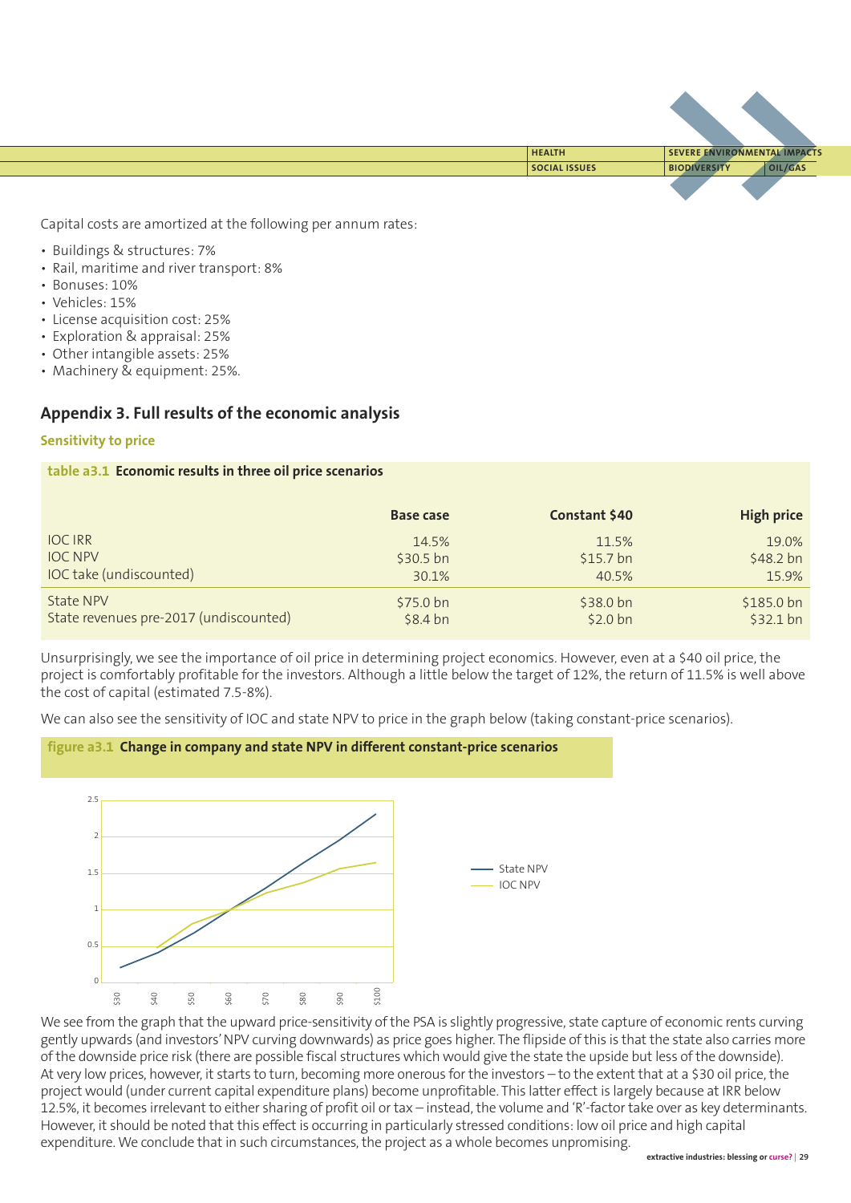Capital costs are amortized at the following per annum rates:

- Buildings & structures: 7%
- Rail, maritime and river transport: 8%
- Bonuses: 10%
- Vehicles: 15%
- License acquisition cost: 25%
- Exploration & appraisal: 25%
- Other intangible assets: 25%
- Machinery & equipment: 25%.

## Appendix 3. Full results of the economic analysis

### Sensitivity to price

**table a3.1 Economic results in three oil price scenarios**

| | Base case | Constant $40 | High price |
|---|---|---|---|
| IOC IRR | 14.5% | 11.5% | 19.0% |
| IOC NPV | $30.5 bn | $15.7 bn | $48.2 bn |
| IOC take (undiscounted) | 30.1% | 40.5% | 15.9% |
| State NPV | $75.0 bn | $38.0 bn | $185.0 bn |
| State revenues pre-2017 (undiscounted) | $8.4 bn | $2.0 bn | $32.1 bn |

Unsurprisingly, we see the importance of oil price in determining project economics. However, even at a $40 oil price, the project is comfortably profitable for the investors. Although a little below the target of 12%, the return of 11.5% is well above the cost of capital (estimated 7.5-8%).

We can also see the sensitivity of IOC and state NPV to price in the graph below (taking constant-price scenarios).

**figure a3.1 Change in company and state NPV in different constant-price scenarios**

We see from the graph that the upward price-sensitivity of the PSA is slightly progressive, state capture of economic rents curving gently upwards (and investors' NPV curving downwards) as price goes higher. The flipside of this is that the state also carries more of the downside price risk (there are possible fiscal structures which would give the state the upside but less of the downside). At very low prices, however, it starts to turn, becoming more onerous for the investors – to the extent that at a $30 oil price, the project would (under current capital expenditure plans) become unprofitable. This latter effect is largely because at IRR below 12.5%, it becomes irrelevant to either sharing of profit oil or tax – instead, the volume and 'R'-factor take over as key determinants. However, it should be noted that this effect is occurring in particularly stressed conditions: low oil price and high capital expenditure. We conclude that in such circumstances, the project as a whole becomes unpromising.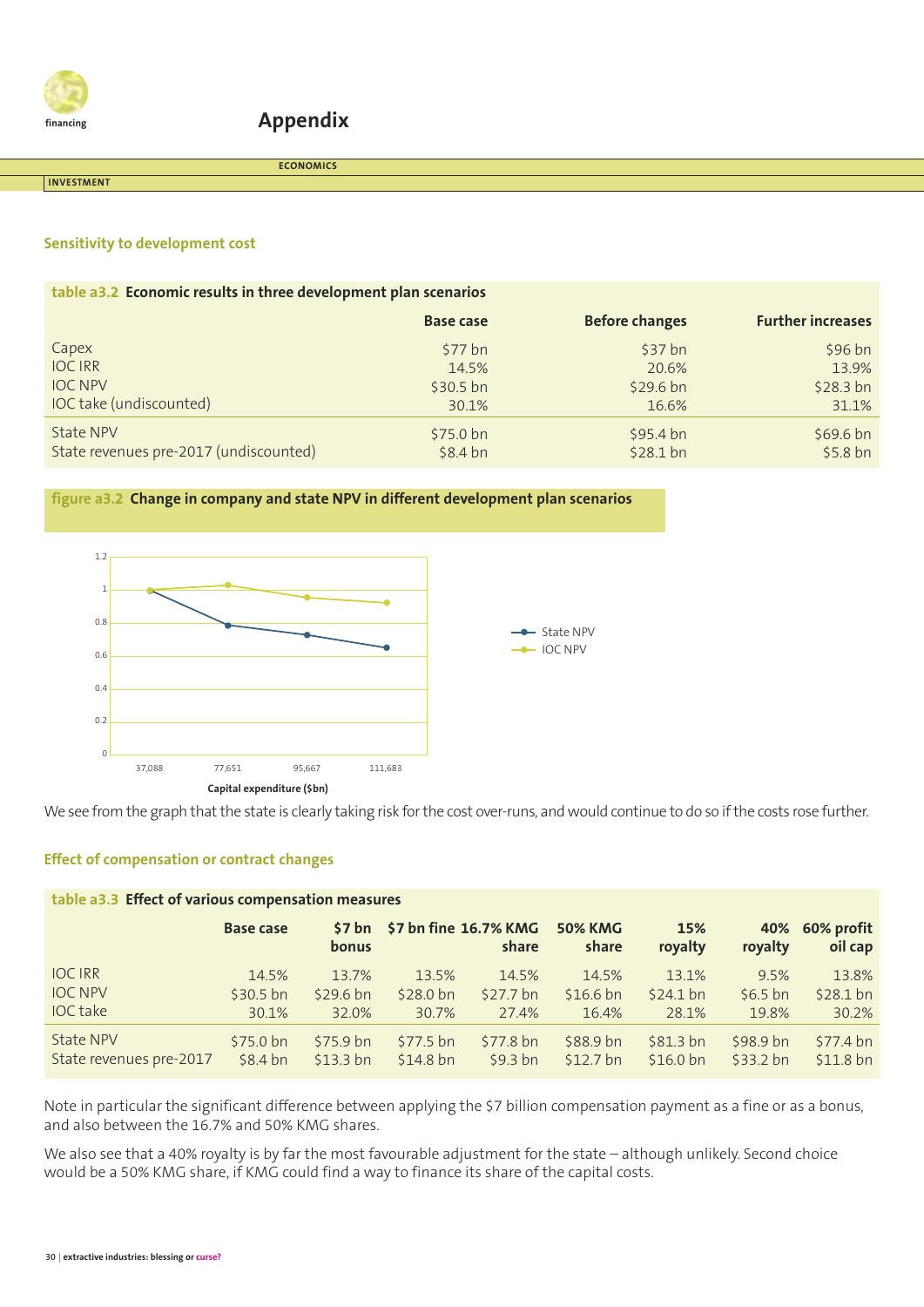## Appendix

### Sensitivity to development cost

**table a3.2 Economic results in three development plan scenarios**

| | Base case | Before changes | Further increases |
|---|---|---|---|
| Capex | \$77 bn | \$37 bn | \$96 bn |
| IOC IRR | 14.5% | 20.6% | 13.9% |
| IOC NPV | \$30.5 bn | \$29.6 bn | \$28.3 bn |
| IOC take (undiscounted) | 30.1% | 16.6% | 31.1% |
| State NPV | \$75.0 bn | \$95.4 bn | \$69.6 bn |
| State revenues pre-2017 (undiscounted) | \$8.4 bn | \$28.1 bn | \$5.8 bn |

**figure a3.2 Change in company and state NPV in different development plan scenarios**

| Capital expenditure (\$bn) | State NPV | IOC NPV |
|---|---|---|
| 37,088 | 1 | 1 |
| 77,651 | 0.79 | 1.03 |
| 95,667 | 0.73 | 0.96 |
| 111,683 | 0.65 | 0.92 |

We see from the graph that the state is clearly taking risk for the cost over-runs, and would continue to do so if the costs rose further.

### Effect of compensation or contract changes

**table a3.3 Effect of various compensation measures**

| | Base case | \$7 bn bonus | \$7 bn fine | 16.7% KMG share | 50% KMG share | 15% royalty | 40% royalty | 60% profit oil cap |
|---|---|---|---|---|---|---|---|---|
| IOC IRR | 14.5% | 13.7% | 13.5% | 14.5% | 14.5% | 13.1% | 9.5% | 13.8% |
| IOC NPV | \$30.5 bn | \$29.6 bn | \$28.0 bn | \$27.7 bn | \$16.6 bn | \$24.1 bn | \$6.5 bn | \$28.1 bn |
| IOC take | 30.1% | 32.0% | 30.7% | 27.4% | 16.4% | 28.1% | 19.8% | 30.2% |
| State NPV | \$75.0 bn | \$75.9 bn | \$77.5 bn | \$77.8 bn | \$88.9 bn | \$81.3 bn | \$98.9 bn | \$77.4 bn |
| State revenues pre-2017 | \$8.4 bn | \$13.3 bn | \$14.8 bn | \$9.3 bn | \$12.7 bn | \$16.0 bn | \$33.2 bn | \$11.8 bn |

Note in particular the significant difference between applying the \$7 billion compensation payment as a fine or as a bonus, and also between the 16.7% and 50% KMG shares.

We also see that a 40% royalty is by far the most favourable adjustment for the state – although unlikely. Second choice would be a 50% KMG share, if KMG could find a way to finance its share of the capital costs.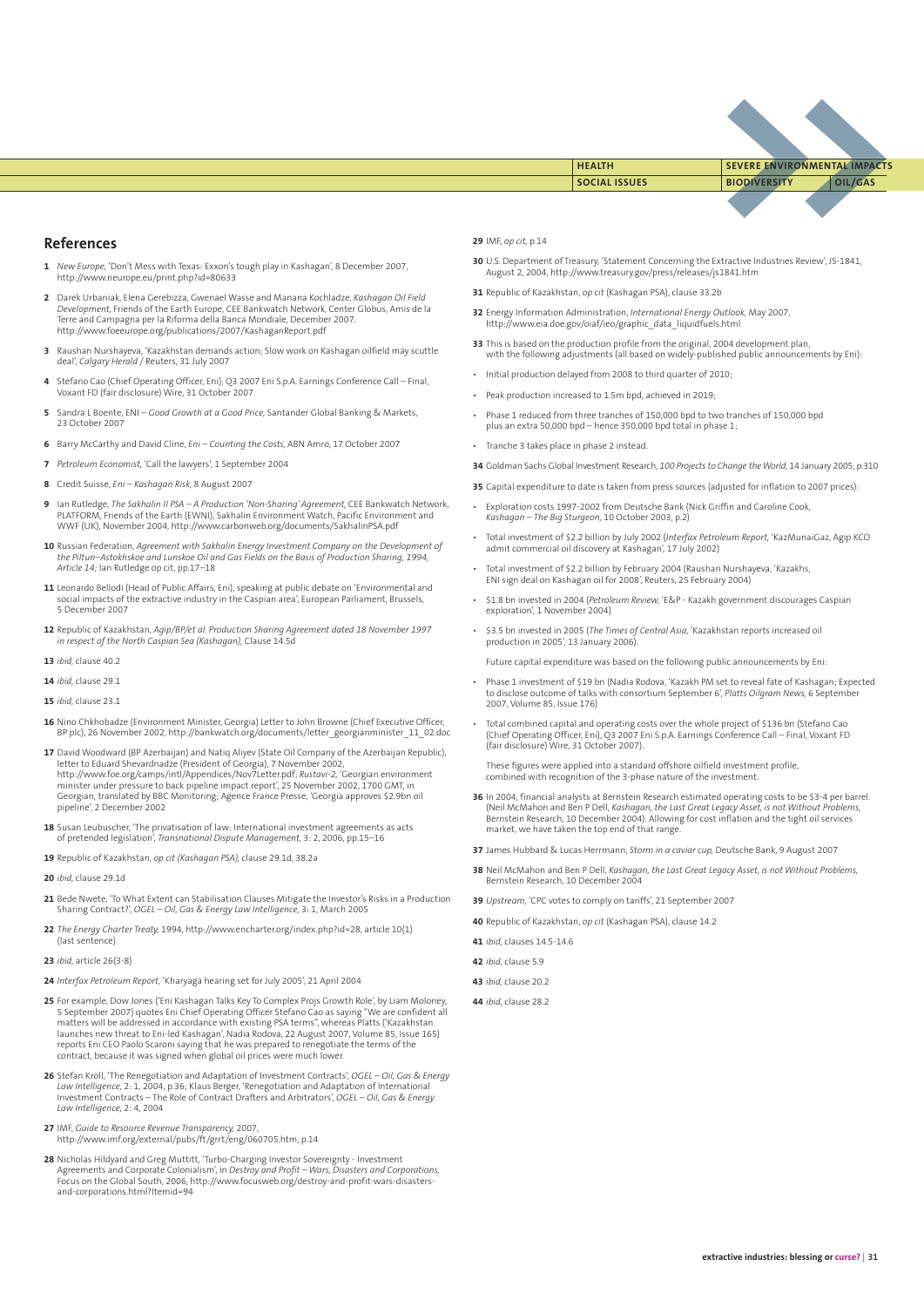## References

**1** *New Europe*, 'Don't Mess with Texas: Exxon's tough play in Kashagan', 8 December 2007, http://www.neurope.eu/print.php?id=80633

**2** Darek Urbaniak, Elena Gerebizza, Gwenael Wasse and Manana Kochladze, *Kashagan Oil Field Development*, Friends of the Earth Europe, CEE Bankwatch Network, Center Globus, Amis de la Terre and Campagna per la Riforma della Banca Mondiale, December 2007. http://www.foeeurope.org/publications/2007/KashaganReport.pdf

**3** Raushan Nurshayeva, 'Kazakhstan demands action; Slow work on Kashagan oilfield may scuttle deal', *Calgary Herald* / Reuters, 31 July 2007

**4** Stefano Cao (Chief Operating Officer, Eni), Q3 2007 Eni S.p.A. Earnings Conference Call – Final, Voxant FD (fair disclosure) Wire, 31 October 2007

**5** Sandra L Boente, ENI – *Good Growth at a Good Price*, Santander Global Banking & Markets, 23 October 2007

**6** Barry McCarthy and David Cline, *Eni – Counting the Costs*, ABN Amro, 17 October 2007

**7** *Petroleum Economist*, 'Call the lawyers', 1 September 2004

**8** Credit Suisse, *Eni – Kashagan Risk*, 8 August 2007

**9** Ian Rutledge, *The Sakhalin II PSA – A Production 'Non-Sharing' Agreement*, CEE Bankwatch Network, PLATFORM, Friends of the Earth (EWNI), Sakhalin Environment Watch, Pacific Environment and WWF (UK), November 2004, http://www.carbonweb.org/documents/SakhalinPSA.pdf

**10** Russian Federation, *Agreement with Sakhalin Energy Investment Company on the Development of the Piltun–Astokhskoe and Lunskoe Oil and Gas Fields on the Basis of Production Sharing, 1994, Article 14*; Ian Rutledge op cit, pp.17–18

**11** Leonardo Bellodi (Head of Public Affairs, Eni), speaking at public debate on 'Environmental and social impacts of the extractive industry in the Caspian area', European Parliament, Brussels, 5 December 2007

**12** Republic of Kazakhstan, *Agip/BP/et al. Production Sharing Agreement dated 18 November 1997 in respect of the North Caspian Sea (Kashagan)*, Clause 14.5d

**13** *ibid*, clause 40.2

**14** *ibid*, clause 29.1

**15** *ibid*, clause 23.1

**16** Nino Chkhobadze (Environment Minister, Georgia) Letter to John Browne (Chief Executive Officer, BP plc), 26 November 2002, http://bankwatch.org/documents/letter_georgianminister_11_02.doc

**17** David Woodward (BP Azerbaijan) and Natiq Aliyev (State Oil Company of the Azerbaijan Republic), letter to Eduard Shevardnadze (President of Georgia), 7 November 2002, http://www.foe.org/camps/intl/Appendices/Nov7Letter.pdf; *Rustavi-2*, 'Georgian environment minister under pressure to back pipeline impact report', 25 November 2002, 1700 GMT, in Georgian, translated by BBC Monitoring; Agence France Presse, 'Georgia approves $2.9bn oil pipeline', 2 December 2002

**18** Susan Leubuscher, 'The privatisation of law: International investment agreements as acts of pretended legislation', *Transnational Dispute Management*, 3: 2, 2006, pp.15–16

**19** Republic of Kazakhstan, *op cit (Kashagan PSA)*, clause 29.1d, 38.2a

**20** *ibid*, clause 29.1d

**21** Bede Nwete, 'To What Extent can Stabilisation Clauses Mitigate the Investor's Risks in a Production Sharing Contract?', *OGEL – Oil, Gas & Energy Law Intelligence*, 3: 1, March 2005

**22** *The Energy Charter Treaty*, 1994, http://www.encharter.org/index.php?id=28, article 10(1) (last sentence)

**23** *ibid*, article 26(3-8)

**24** *Interfax Petroleum Report*, 'Kharyaga hearing set for July 2005', 21 April 2004

**25** For example, Dow Jones ('Eni Kashagan Talks Key To Complex Projs Growth Role', by Liam Moloney, 5 September 2007) quotes Eni Chief Operating Officer Stefano Cao as saying "We are confident all matters will be addressed in accordance with existing PSA terms", whereas Platts ('Kazakhstan launches new threat to Eni-led Kashagan', Nadia Rodova, 22 August 2007, Volume 85, Issue 165) reports Eni CEO Paolo Scaroni saying that he was prepared to renegotiate the terms of the contract, because it was signed when global oil prices were much lower.

**26** Stefan Kröll, 'The Renegotiation and Adaptation of Investment Contracts', *OGEL – Oil, Gas & Energy Law Intelligence*, 2: 1, 2004, p.36; Klaus Berger, 'Renegotiation and Adaptation of International Investment Contracts – The Role of Contract Drafters and Arbitrators', *OGEL – Oil, Gas & Energy Law Intelligence*, 2: 4, 2004

**27** IMF, *Guide to Resource Revenue Transparency*, 2007, http://www.imf.org/external/pubs/ft/grrt/eng/060705.htm, p.14

**28** Nicholas Hildyard and Greg Muttitt, 'Turbo-Charging Investor Sovereignty - Investment Agreements and Corporate Colonialism', in *Destroy and Profit – Wars, Disasters and Corporations*, Focus on the Global South, 2006, http://www.focusweb.org/destroy-and-profit-wars-disasters-and-corporations.html?Itemid=94

**29** IMF, *op cit*, p.14

**30** U.S. Department of Treasury, 'Statement Concerning the Extractive Industries Review', JS-1841, August 2, 2004, http://www.treasury.gov/press/releases/js1841.htm

**31** Republic of Kazakhstan, *op cit* (Kashagan PSA), clause 33.2b

**32** Energy Information Administration, *International Energy Outlook*, May 2007, http://www.eia.doe.gov/oiaf/ieo/graphic_data_liquidfuels.html

**33** This is based on the production profile from the original, 2004 development plan, with the following adjustments (all based on widely-published public announcements by Eni):

- Initial production delayed from 2008 to third quarter of 2010;
- Peak production increased to 1.5m bpd, achieved in 2019;
- Phase 1 reduced from three tranches of 150,000 bpd to two tranches of 150,000 bpd plus an extra 50,000 bpd – hence 350,000 bpd total in phase 1;
- Tranche 3 takes place in phase 2 instead.

**34** Goldman Sachs Global Investment Research, *100 Projects to Change the World*, 14 January 2005, p.310

**35** Capital expenditure to date is taken from press sources (adjusted for inflation to 2007 prices):

- Exploration costs 1997-2002 from Deutsche Bank (Nick Griffin and Caroline Cook, *Kashagan – The Big Sturgeon*, 10 October 2003, p.2)
- Total investment of $2.2 billion by July 2002 (*Interfax Petroleum Report*, 'KazMunaiGaz, Agip KCO admit commercial oil discovery at Kashagan', 17 July 2002)
- Total investment of $2.2 billion by February 2004 (Raushan Nurshayeva, 'Kazakhs, ENI sign deal on Kashagan oil for 2008', Reuters, 25 February 2004)
- $1.8 bn invested in 2004 (*Petroleum Review*, 'E&P - Kazakh government discourages Caspian exploration', 1 November 2004)
- $3.5 bn invested in 2005 (*The Times of Central Asia*, 'Kazakhstan reports increased oil production in 2005', 13 January 2006).

Future capital expenditure was based on the following public announcements by Eni:

- Phase 1 investment of $19 bn (Nadia Rodova, 'Kazakh PM set to reveal fate of Kashagan; Expected to disclose outcome of talks with consortium September 6', *Platts Oilgram News*, 6 September 2007, Volume 85, Issue 176)
- Total combined capital and operating costs over the whole project of $136 bn (Stefano Cao (Chief Operating Officer, Eni), Q3 2007 Eni S.p.A. Earnings Conference Call – Final, Voxant FD (fair disclosure) Wire, 31 October 2007).

These figures were applied into a standard offshore oilfield investment profile, combined with recognition of the 3-phase nature of the investment.

**36** In 2004, financial analysts at Bernstein Research estimated operating costs to be $3-4 per barrel. (Neil McMahon and Ben P Dell, *Kashagan, the Last Great Legacy Asset, is not Without Problems*, Bernstein Research, 10 December 2004). Allowing for cost inflation and the tight oil services market, we have taken the top end of that range.

**37** James Hubbard & Lucas Herrmann, *Storm in a caviar cup*, Deutsche Bank, 9 August 2007

**38** Neil McMahon and Ben P Dell, *Kashagan, the Last Great Legacy Asset, is not Without Problems*, Bernstein Research, 10 December 2004

**39** *Upstream*, 'CPC votes to comply on tariffs', 21 September 2007

**40** Republic of Kazakhstan, *op cit* (Kashagan PSA), clause 14.2

**41** *ibid*, clauses 14.5-14.6

**42** *ibid*, clause 5.9

**43** *ibid*, clause 20.2

**44** *ibid*, clause 28.2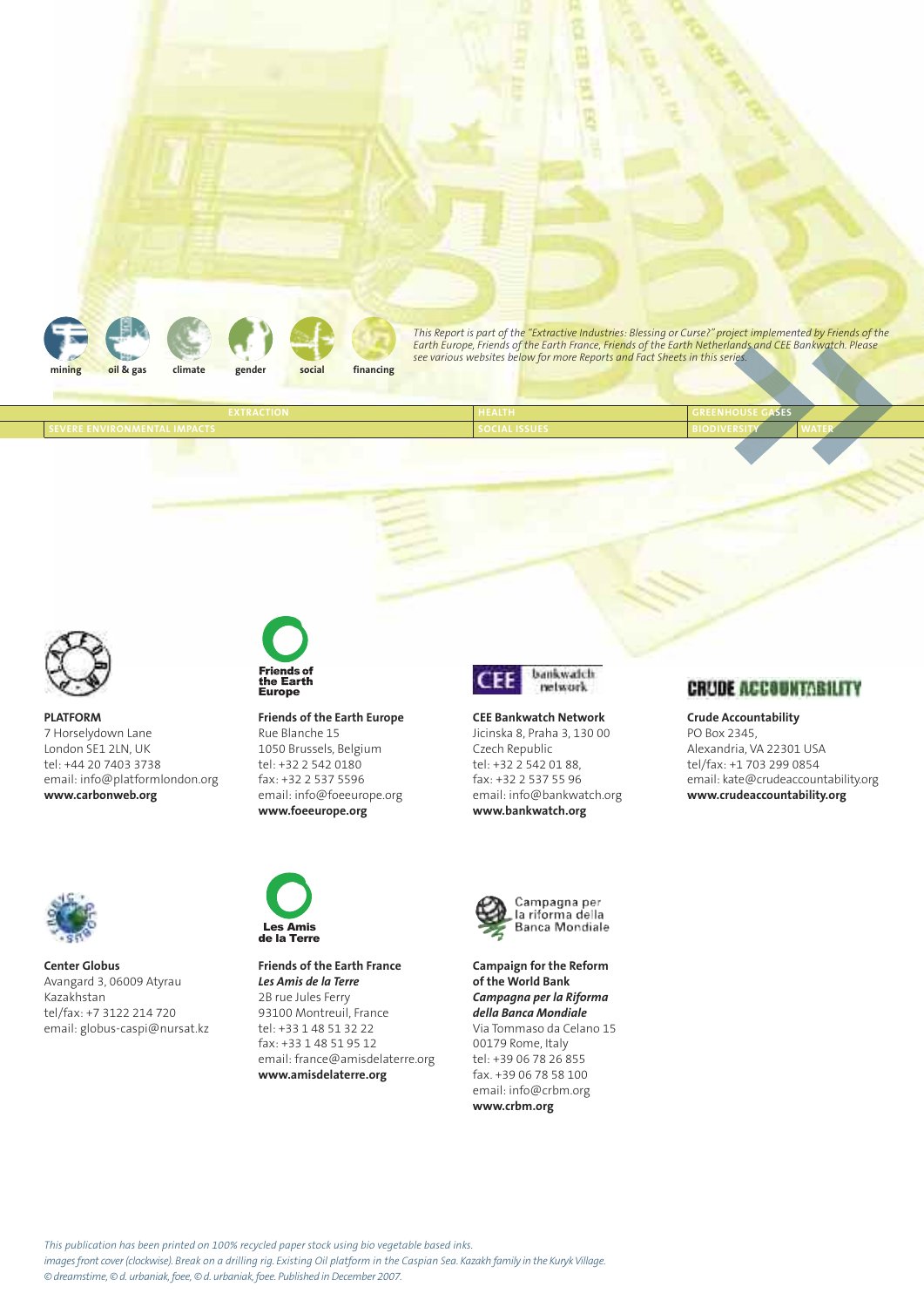mining oil & gas climate gender social financing

*This Report is part of the "Extractive Industries: Blessing or Curse?" project implemented by Friends of the Earth Europe, Friends of the Earth France, Friends of the Earth Netherlands and CEE Bankwatch. Please see various websites below for more Reports and Fact Sheets in this series.*

EXTRACTION HEALTH GREENHOUSE GASES
SEVERE ENVIRONMENTAL IMPACTS SOCIAL ISSUES BIODIVERSITY WATER

**PLATFORM**
7 Horselydown Lane
London SE1 2LN, UK
tel: +44 20 7403 3738
email: info@platformlondon.org
**www.carbonweb.org**

**Friends of the Earth Europe**
Rue Blanche 15
1050 Brussels, Belgium
tel: +32 2 542 0180
fax: +32 2 537 5596
email: info@foeeurope.org
**www.foeeurope.org**

**CEE Bankwatch Network**
Jicinska 8, Praha 3, 130 00
Czech Republic
tel: +32 2 542 01 88,
fax: +32 2 537 55 96
email: info@bankwatch.org
**www.bankwatch.org**

**Crude Accountability**
PO Box 2345,
Alexandria, VA 22301 USA
tel/fax: +1 703 299 0854
email: kate@crudeaccountability.org
**www.crudeaccountability.org**

**Center Globus**
Avangard 3, 06009 Atyrau
Kazakhstan
tel/fax: +7 3122 214 720
email: globus-caspi@nursat.kz

**Friends of the Earth France**
***Les Amis de la Terre***
2B rue Jules Ferry
93100 Montreuil, France
tel: +33 1 48 51 32 22
fax: +33 1 48 51 95 12
email: france@amisdelaterre.org
**www.amisdelaterre.org**

**Campaign for the Reform of the World Bank**
***Campagna per la Riforma della Banca Mondiale***
Via Tommaso da Celano 15
00179 Rome, Italy
tel: +39 06 78 26 855
fax. +39 06 78 58 100
email: info@crbm.org
**www.crbm.org**

*This publication has been printed on 100% recycled paper stock using bio vegetable based inks.*
*images front cover (clockwise). Break on a drilling rig. Existing Oil platform in the Caspian Sea. Kazakh family in the Kuryk Village.*
*© dreamstime, © d. urbaniak, foee, © d. urbaniak, foee. Published in December 2007.*